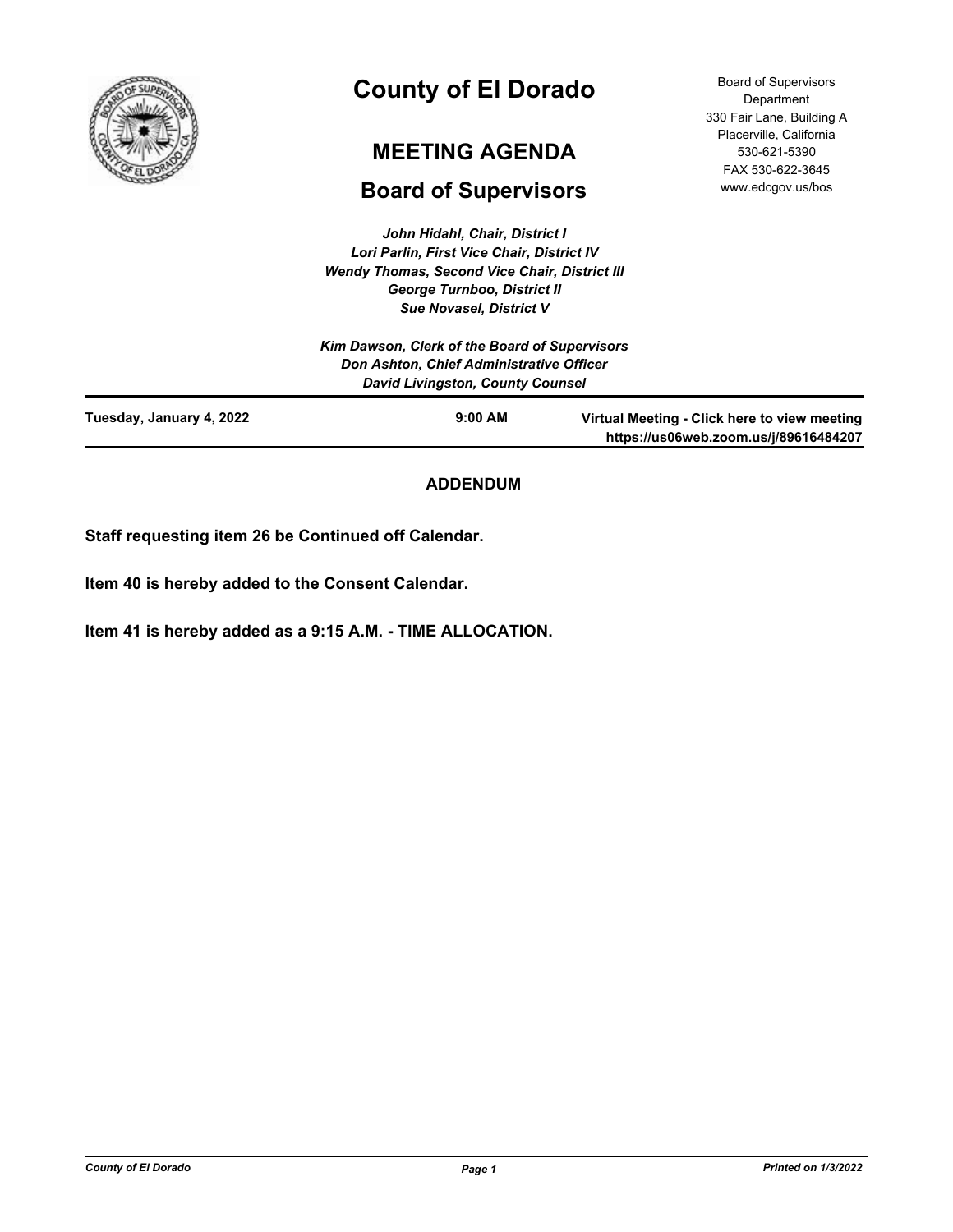# County of El Dorado

## MEETING AGENDA

## Board of Supervisors

Board of Supervisors Department
330 Fair Lane, Building A
Placerville, California
530-621-5390
FAX 530-622-3645
www.edcgov.us/bos

*John Hidahl, Chair, District I*
*Lori Parlin, First Vice Chair, District IV*
*Wendy Thomas, Second Vice Chair, District III*
*George Turnboo, District II*
*Sue Novasel, District V*

*Kim Dawson, Clerk of the Board of Supervisors*
*Don Ashton, Chief Administrative Officer*
*David Livingston, County Counsel*

**Tuesday, January 4, 2022** | **9:00 AM** | **Virtual Meeting - Click here to view meeting https://us06web.zoom.us/j/89616484207**

**ADDENDUM**

**Staff requesting item 26 be Continued off Calendar.**

**Item 40 is hereby added to the Consent Calendar.**

**Item 41 is hereby added as a 9:15 A.M. - TIME ALLOCATION.**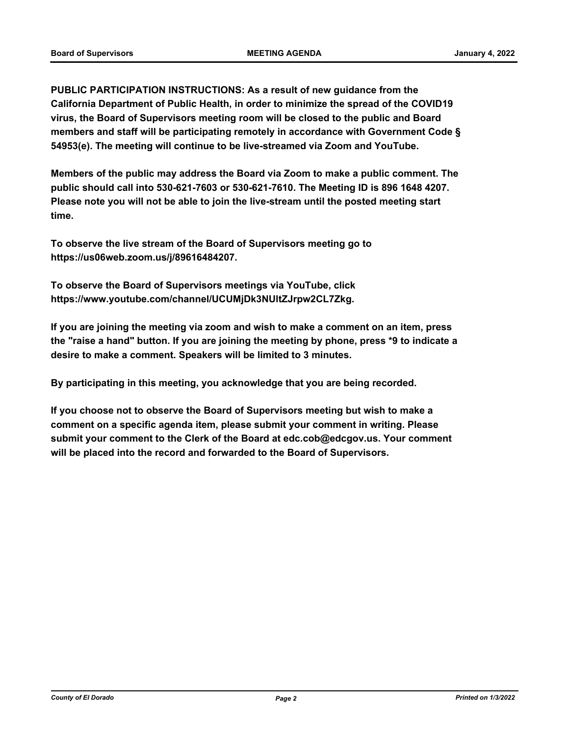**PUBLIC PARTICIPATION INSTRUCTIONS: As a result of new guidance from the California Department of Public Health, in order to minimize the spread of the COVID19 virus, the Board of Supervisors meeting room will be closed to the public and Board members and staff will be participating remotely in accordance with Government Code § 54953(e). The meeting will continue to be live-streamed via Zoom and YouTube.**

**Members of the public may address the Board via Zoom to make a public comment. The public should call into 530-621-7603 or 530-621-7610. The Meeting ID is 896 1648 4207. Please note you will not be able to join the live-stream until the posted meeting start time.**

**To observe the live stream of the Board of Supervisors meeting go to https://us06web.zoom.us/j/89616484207.**

**To observe the Board of Supervisors meetings via YouTube, click https://www.youtube.com/channel/UCUMjDk3NUltZJrpw2CL7Zkg.**

**If you are joining the meeting via zoom and wish to make a comment on an item, press the "raise a hand" button. If you are joining the meeting by phone, press *9 to indicate a desire to make a comment. Speakers will be limited to 3 minutes.**

**By participating in this meeting, you acknowledge that you are being recorded.**

**If you choose not to observe the Board of Supervisors meeting but wish to make a comment on a specific agenda item, please submit your comment in writing. Please submit your comment to the Clerk of the Board at edc.cob@edcgov.us. Your comment will be placed into the record and forwarded to the Board of Supervisors.**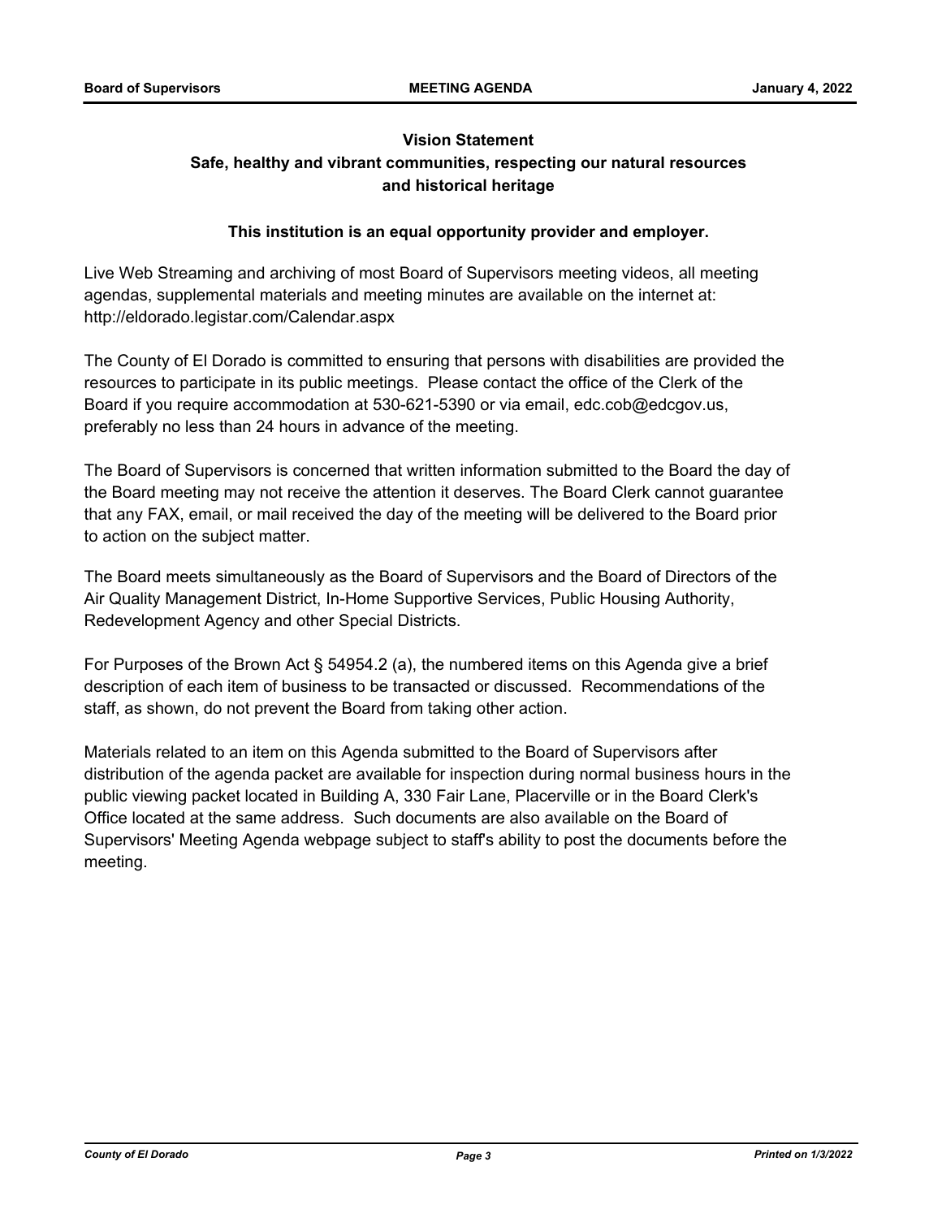**Vision Statement**

**Safe, healthy and vibrant communities, respecting our natural resources and historical heritage**

**This institution is an equal opportunity provider and employer.**

Live Web Streaming and archiving of most Board of Supervisors meeting videos, all meeting agendas, supplemental materials and meeting minutes are available on the internet at: http://eldorado.legistar.com/Calendar.aspx

The County of El Dorado is committed to ensuring that persons with disabilities are provided the resources to participate in its public meetings. Please contact the office of the Clerk of the Board if you require accommodation at 530-621-5390 or via email, edc.cob@edcgov.us, preferably no less than 24 hours in advance of the meeting.

The Board of Supervisors is concerned that written information submitted to the Board the day of the Board meeting may not receive the attention it deserves. The Board Clerk cannot guarantee that any FAX, email, or mail received the day of the meeting will be delivered to the Board prior to action on the subject matter.

The Board meets simultaneously as the Board of Supervisors and the Board of Directors of the Air Quality Management District, In-Home Supportive Services, Public Housing Authority, Redevelopment Agency and other Special Districts.

For Purposes of the Brown Act § 54954.2 (a), the numbered items on this Agenda give a brief description of each item of business to be transacted or discussed. Recommendations of the staff, as shown, do not prevent the Board from taking other action.

Materials related to an item on this Agenda submitted to the Board of Supervisors after distribution of the agenda packet are available for inspection during normal business hours in the public viewing packet located in Building A, 330 Fair Lane, Placerville or in the Board Clerk's Office located at the same address. Such documents are also available on the Board of Supervisors' Meeting Agenda webpage subject to staff's ability to post the documents before the meeting.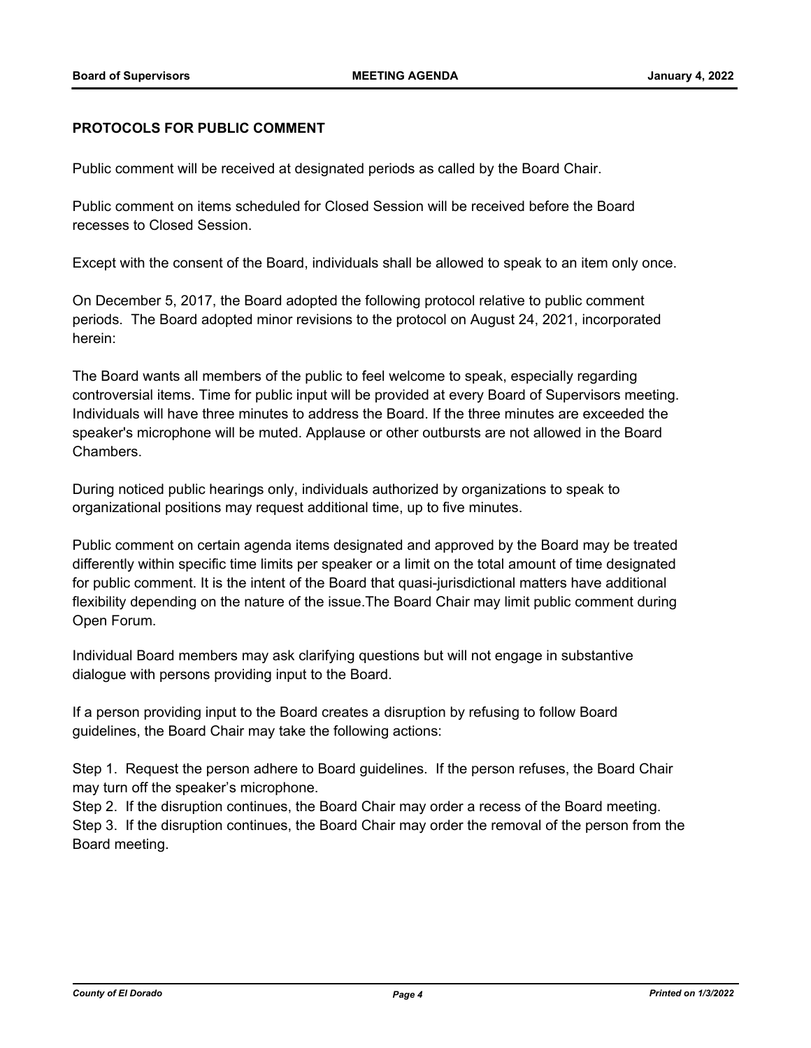## PROTOCOLS FOR PUBLIC COMMENT

Public comment will be received at designated periods as called by the Board Chair.

Public comment on items scheduled for Closed Session will be received before the Board recesses to Closed Session.

Except with the consent of the Board, individuals shall be allowed to speak to an item only once.

On December 5, 2017, the Board adopted the following protocol relative to public comment periods. The Board adopted minor revisions to the protocol on August 24, 2021, incorporated herein:

The Board wants all members of the public to feel welcome to speak, especially regarding controversial items. Time for public input will be provided at every Board of Supervisors meeting. Individuals will have three minutes to address the Board. If the three minutes are exceeded the speaker's microphone will be muted. Applause or other outbursts are not allowed in the Board Chambers.

During noticed public hearings only, individuals authorized by organizations to speak to organizational positions may request additional time, up to five minutes.

Public comment on certain agenda items designated and approved by the Board may be treated differently within specific time limits per speaker or a limit on the total amount of time designated for public comment. It is the intent of the Board that quasi-jurisdictional matters have additional flexibility depending on the nature of the issue.The Board Chair may limit public comment during Open Forum.

Individual Board members may ask clarifying questions but will not engage in substantive dialogue with persons providing input to the Board.

If a person providing input to the Board creates a disruption by refusing to follow Board guidelines, the Board Chair may take the following actions:

Step 1. Request the person adhere to Board guidelines. If the person refuses, the Board Chair may turn off the speaker's microphone.
Step 2. If the disruption continues, the Board Chair may order a recess of the Board meeting.
Step 3. If the disruption continues, the Board Chair may order the removal of the person from the Board meeting.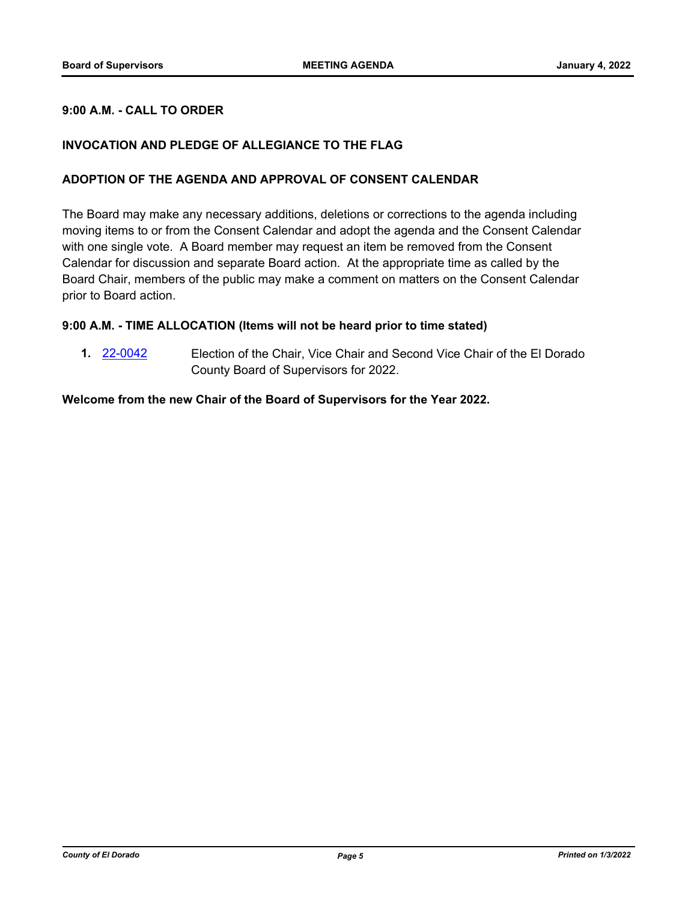**9:00 A.M. - CALL TO ORDER**

**INVOCATION AND PLEDGE OF ALLEGIANCE TO THE FLAG**

**ADOPTION OF THE AGENDA AND APPROVAL OF CONSENT CALENDAR**

The Board may make any necessary additions, deletions or corrections to the agenda including moving items to or from the Consent Calendar and adopt the agenda and the Consent Calendar with one single vote. A Board member may request an item be removed from the Consent Calendar for discussion and separate Board action. At the appropriate time as called by the Board Chair, members of the public may make a comment on matters on the Consent Calendar prior to Board action.

**9:00 A.M. - TIME ALLOCATION (Items will not be heard prior to time stated)**

**1.** 22-0042 Election of the Chair, Vice Chair and Second Vice Chair of the El Dorado County Board of Supervisors for 2022.

**Welcome from the new Chair of the Board of Supervisors for the Year 2022.**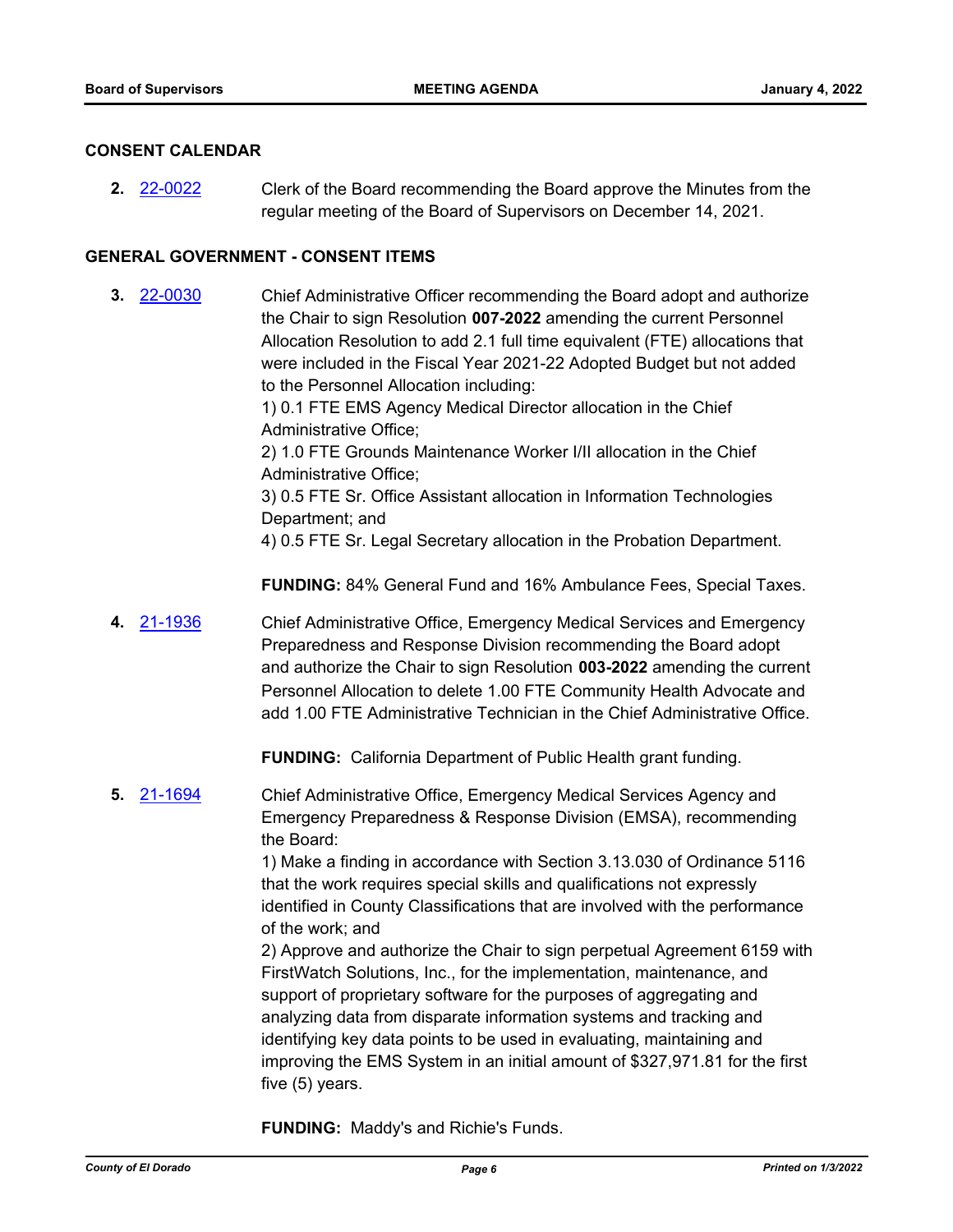## CONSENT CALENDAR

**2.** 22-0022 Clerk of the Board recommending the Board approve the Minutes from the regular meeting of the Board of Supervisors on December 14, 2021.

## GENERAL GOVERNMENT - CONSENT ITEMS

**3.** 22-0030 Chief Administrative Officer recommending the Board adopt and authorize the Chair to sign Resolution **007-2022** amending the current Personnel Allocation Resolution to add 2.1 full time equivalent (FTE) allocations that were included in the Fiscal Year 2021-22 Adopted Budget but not added to the Personnel Allocation including:

1) 0.1 FTE EMS Agency Medical Director allocation in the Chief Administrative Office;
2) 1.0 FTE Grounds Maintenance Worker I/II allocation in the Chief Administrative Office;
3) 0.5 FTE Sr. Office Assistant allocation in Information Technologies Department; and
4) 0.5 FTE Sr. Legal Secretary allocation in the Probation Department.

**FUNDING:** 84% General Fund and 16% Ambulance Fees, Special Taxes.

**4.** 21-1936 Chief Administrative Office, Emergency Medical Services and Emergency Preparedness and Response Division recommending the Board adopt and authorize the Chair to sign Resolution **003-2022** amending the current Personnel Allocation to delete 1.00 FTE Community Health Advocate and add 1.00 FTE Administrative Technician in the Chief Administrative Office.

**FUNDING:** California Department of Public Health grant funding.

**5.** 21-1694 Chief Administrative Office, Emergency Medical Services Agency and Emergency Preparedness & Response Division (EMSA), recommending the Board:

1) Make a finding in accordance with Section 3.13.030 of Ordinance 5116 that the work requires special skills and qualifications not expressly identified in County Classifications that are involved with the performance of the work; and
2) Approve and authorize the Chair to sign perpetual Agreement 6159 with FirstWatch Solutions, Inc., for the implementation, maintenance, and support of proprietary software for the purposes of aggregating and analyzing data from disparate information systems and tracking and identifying key data points to be used in evaluating, maintaining and improving the EMS System in an initial amount of $327,971.81 for the first five (5) years.

**FUNDING:** Maddy's and Richie's Funds.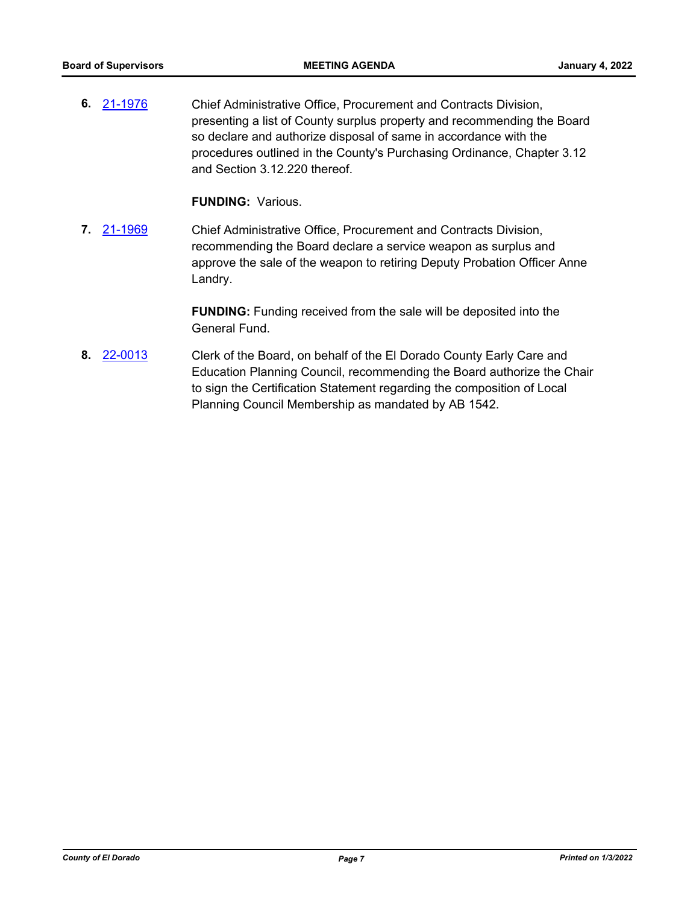6. 21-1976 Chief Administrative Office, Procurement and Contracts Division, presenting a list of County surplus property and recommending the Board so declare and authorize disposal of same in accordance with the procedures outlined in the County's Purchasing Ordinance, Chapter 3.12 and Section 3.12.220 thereof.

   **FUNDING:** Various.

7. 21-1969 Chief Administrative Office, Procurement and Contracts Division, recommending the Board declare a service weapon as surplus and approve the sale of the weapon to retiring Deputy Probation Officer Anne Landry.

   **FUNDING:** Funding received from the sale will be deposited into the General Fund.

8. 22-0013 Clerk of the Board, on behalf of the El Dorado County Early Care and Education Planning Council, recommending the Board authorize the Chair to sign the Certification Statement regarding the composition of Local Planning Council Membership as mandated by AB 1542.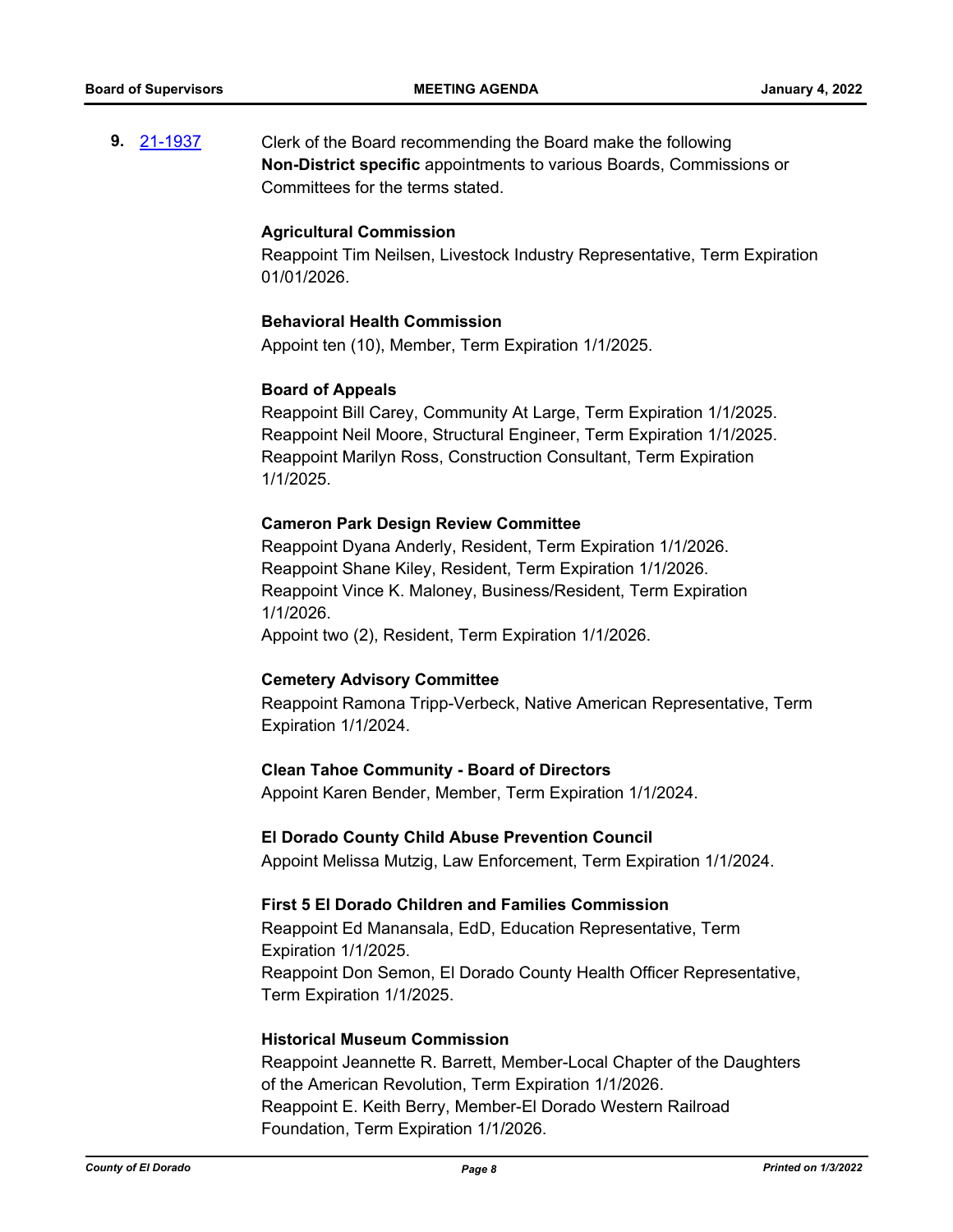**9.** 21-1937 Clerk of the Board recommending the Board make the following **Non-District specific** appointments to various Boards, Commissions or Committees for the terms stated.

**Agricultural Commission**

Reappoint Tim Neilsen, Livestock Industry Representative, Term Expiration 01/01/2026.

**Behavioral Health Commission**

Appoint ten (10), Member, Term Expiration 1/1/2025.

**Board of Appeals**

Reappoint Bill Carey, Community At Large, Term Expiration 1/1/2025.
Reappoint Neil Moore, Structural Engineer, Term Expiration 1/1/2025.
Reappoint Marilyn Ross, Construction Consultant, Term Expiration 1/1/2025.

**Cameron Park Design Review Committee**

Reappoint Dyana Anderly, Resident, Term Expiration 1/1/2026.
Reappoint Shane Kiley, Resident, Term Expiration 1/1/2026.
Reappoint Vince K. Maloney, Business/Resident, Term Expiration 1/1/2026.
Appoint two (2), Resident, Term Expiration 1/1/2026.

**Cemetery Advisory Committee**

Reappoint Ramona Tripp-Verbeck, Native American Representative, Term Expiration 1/1/2024.

**Clean Tahoe Community - Board of Directors**

Appoint Karen Bender, Member, Term Expiration 1/1/2024.

**El Dorado County Child Abuse Prevention Council**

Appoint Melissa Mutzig, Law Enforcement, Term Expiration 1/1/2024.

**First 5 El Dorado Children and Families Commission**

Reappoint Ed Manansala, EdD, Education Representative, Term Expiration 1/1/2025.
Reappoint Don Semon, El Dorado County Health Officer Representative, Term Expiration 1/1/2025.

**Historical Museum Commission**

Reappoint Jeannette R. Barrett, Member-Local Chapter of the Daughters of the American Revolution, Term Expiration 1/1/2026.
Reappoint E. Keith Berry, Member-El Dorado Western Railroad Foundation, Term Expiration 1/1/2026.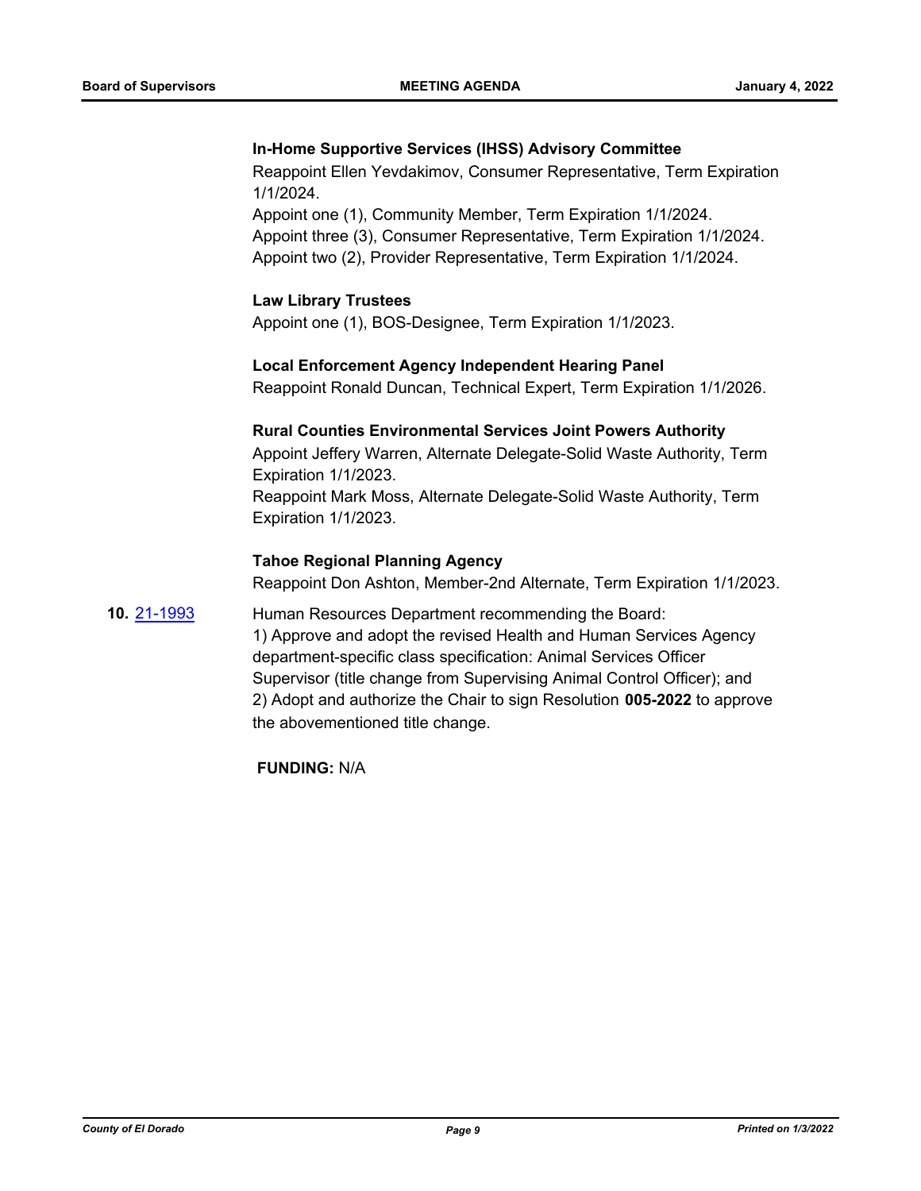**In-Home Supportive Services (IHSS) Advisory Committee**

Reappoint Ellen Yevdakimov, Consumer Representative, Term Expiration 1/1/2024.
Appoint one (1), Community Member, Term Expiration 1/1/2024.
Appoint three (3), Consumer Representative, Term Expiration 1/1/2024.
Appoint two (2), Provider Representative, Term Expiration 1/1/2024.

**Law Library Trustees**

Appoint one (1), BOS-Designee, Term Expiration 1/1/2023.

**Local Enforcement Agency Independent Hearing Panel**

Reappoint Ronald Duncan, Technical Expert, Term Expiration 1/1/2026.

**Rural Counties Environmental Services Joint Powers Authority**

Appoint Jeffery Warren, Alternate Delegate-Solid Waste Authority, Term Expiration 1/1/2023.
Reappoint Mark Moss, Alternate Delegate-Solid Waste Authority, Term Expiration 1/1/2023.

**Tahoe Regional Planning Agency**

Reappoint Don Ashton, Member-2nd Alternate, Term Expiration 1/1/2023.

**10.** 21-1993

Human Resources Department recommending the Board:
1) Approve and adopt the revised Health and Human Services Agency department-specific class specification: Animal Services Officer Supervisor (title change from Supervising Animal Control Officer); and
2) Adopt and authorize the Chair to sign Resolution **005-2022** to approve the abovementioned title change.

**FUNDING:** N/A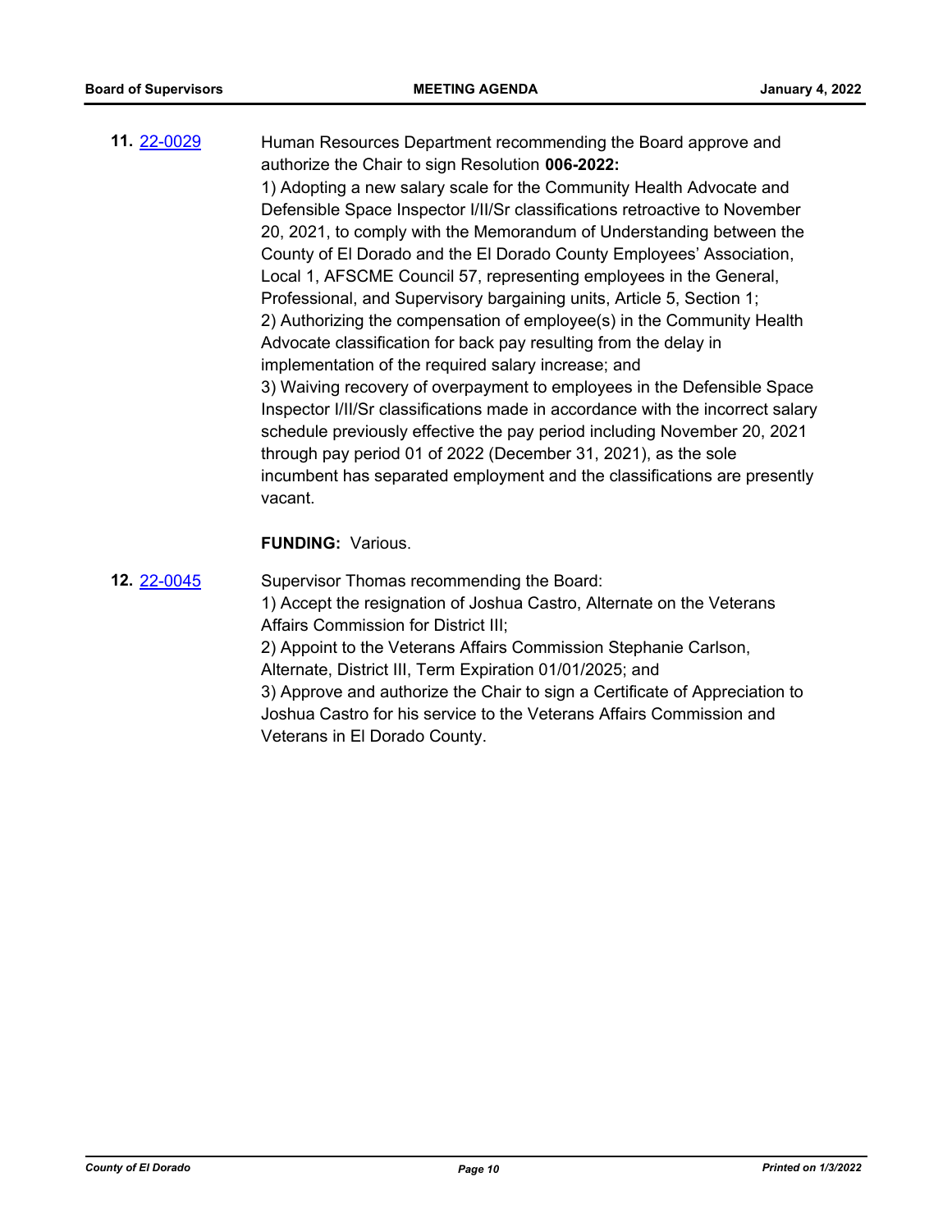**11.** 22-0029

Human Resources Department recommending the Board approve and authorize the Chair to sign Resolution **006-2022:**

1) Adopting a new salary scale for the Community Health Advocate and Defensible Space Inspector I/II/Sr classifications retroactive to November 20, 2021, to comply with the Memorandum of Understanding between the County of El Dorado and the El Dorado County Employees' Association, Local 1, AFSCME Council 57, representing employees in the General, Professional, and Supervisory bargaining units, Article 5, Section 1;
2) Authorizing the compensation of employee(s) in the Community Health Advocate classification for back pay resulting from the delay in implementation of the required salary increase; and
3) Waiving recovery of overpayment to employees in the Defensible Space Inspector I/II/Sr classifications made in accordance with the incorrect salary schedule previously effective the pay period including November 20, 2021 through pay period 01 of 2022 (December 31, 2021), as the sole incumbent has separated employment and the classifications are presently vacant.

**FUNDING:** Various.

**12.** 22-0045

Supervisor Thomas recommending the Board:
1) Accept the resignation of Joshua Castro, Alternate on the Veterans Affairs Commission for District III;
2) Appoint to the Veterans Affairs Commission Stephanie Carlson, Alternate, District III, Term Expiration 01/01/2025; and
3) Approve and authorize the Chair to sign a Certificate of Appreciation to Joshua Castro for his service to the Veterans Affairs Commission and Veterans in El Dorado County.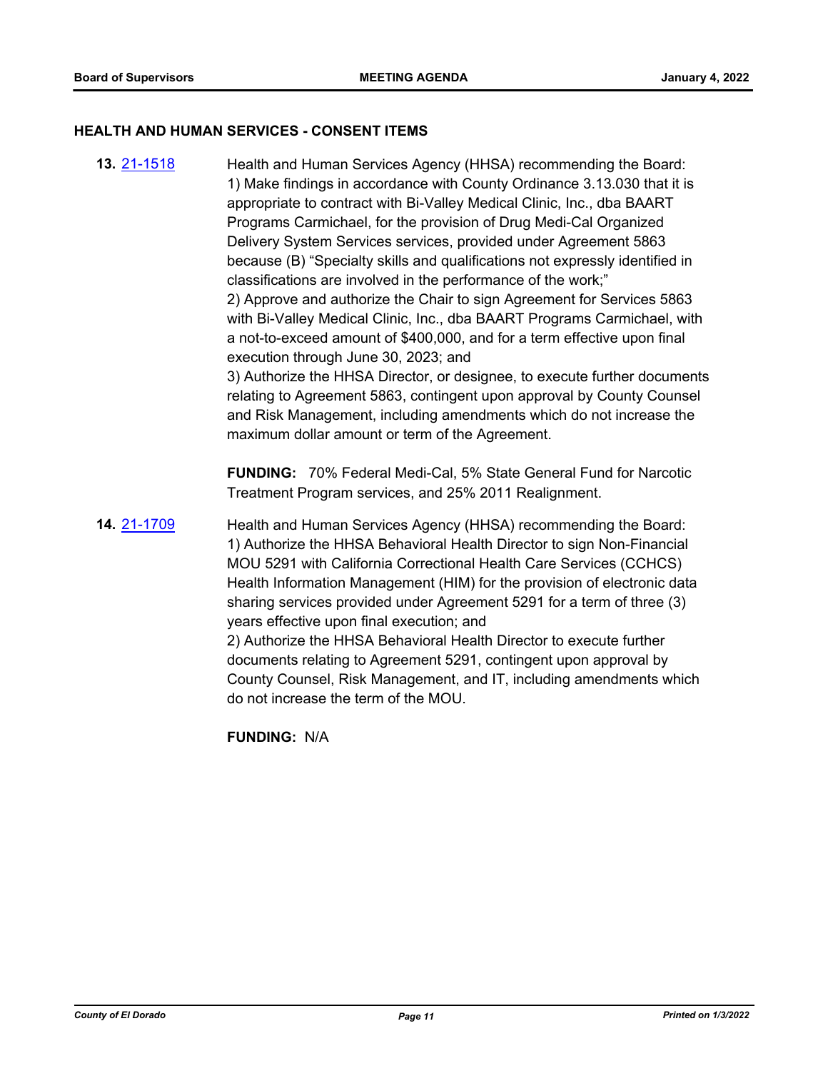## HEALTH AND HUMAN SERVICES - CONSENT ITEMS

**13.** [21-1518](21-1518)

Health and Human Services Agency (HHSA) recommending the Board:
1) Make findings in accordance with County Ordinance 3.13.030 that it is appropriate to contract with Bi-Valley Medical Clinic, Inc., dba BAART Programs Carmichael, for the provision of Drug Medi-Cal Organized Delivery System Services services, provided under Agreement 5863 because (B) "Specialty skills and qualifications not expressly identified in classifications are involved in the performance of the work;"
2) Approve and authorize the Chair to sign Agreement for Services 5863 with Bi-Valley Medical Clinic, Inc., dba BAART Programs Carmichael, with a not-to-exceed amount of $400,000, and for a term effective upon final execution through June 30, 2023; and
3) Authorize the HHSA Director, or designee, to execute further documents relating to Agreement 5863, contingent upon approval by County Counsel and Risk Management, including amendments which do not increase the maximum dollar amount or term of the Agreement.

**FUNDING:** 70% Federal Medi-Cal, 5% State General Fund for Narcotic Treatment Program services, and 25% 2011 Realignment.

**14.** [21-1709](21-1709)

Health and Human Services Agency (HHSA) recommending the Board:
1) Authorize the HHSA Behavioral Health Director to sign Non-Financial MOU 5291 with California Correctional Health Care Services (CCHCS) Health Information Management (HIM) for the provision of electronic data sharing services provided under Agreement 5291 for a term of three (3) years effective upon final execution; and
2) Authorize the HHSA Behavioral Health Director to execute further documents relating to Agreement 5291, contingent upon approval by County Counsel, Risk Management, and IT, including amendments which do not increase the term of the MOU.

**FUNDING:** N/A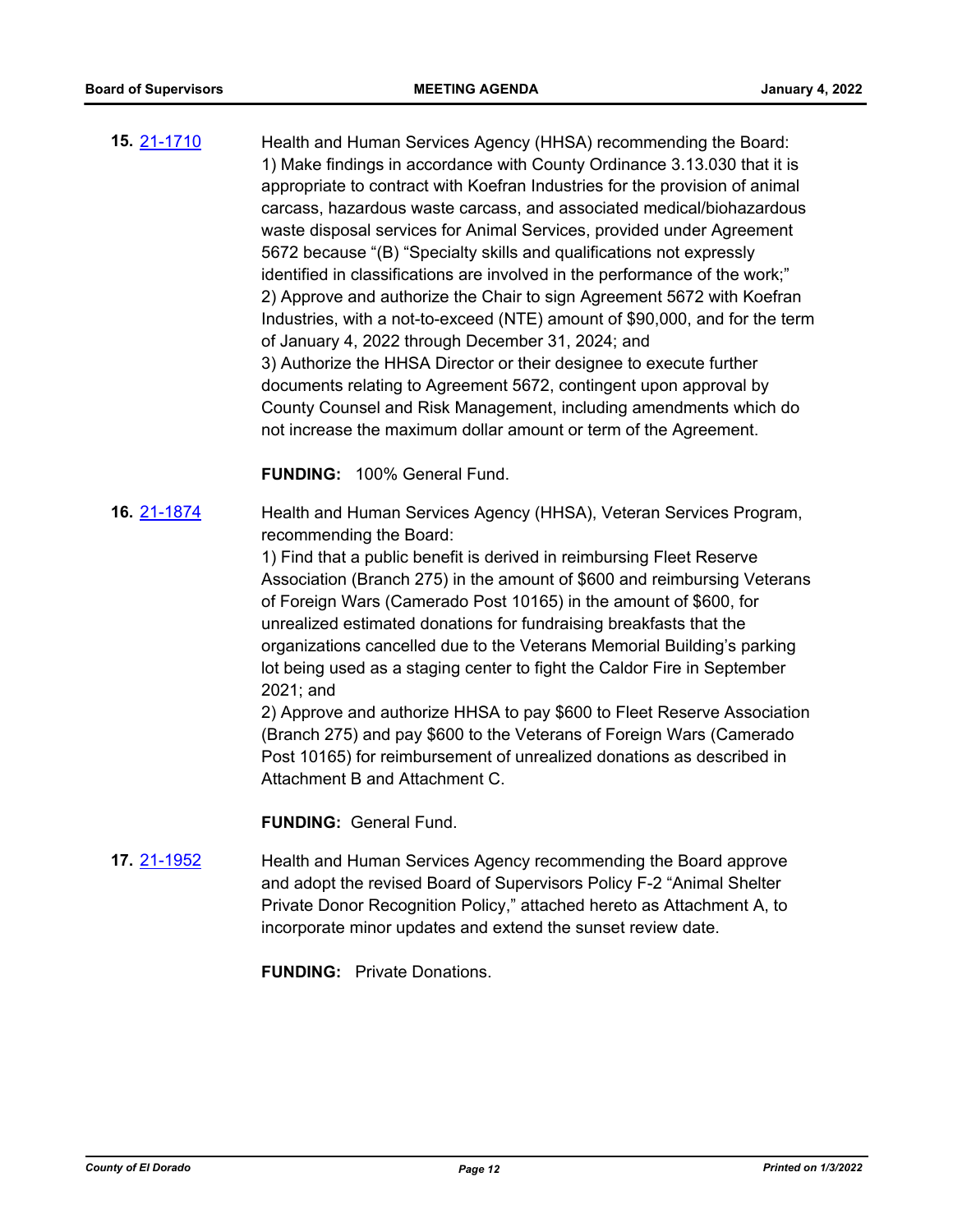**15.** 21-1710

Health and Human Services Agency (HHSA) recommending the Board:
1) Make findings in accordance with County Ordinance 3.13.030 that it is appropriate to contract with Koefran Industries for the provision of animal carcass, hazardous waste carcass, and associated medical/biohazardous waste disposal services for Animal Services, provided under Agreement 5672 because "(B) "Specialty skills and qualifications not expressly identified in classifications are involved in the performance of the work;"
2) Approve and authorize the Chair to sign Agreement 5672 with Koefran Industries, with a not-to-exceed (NTE) amount of $90,000, and for the term of January 4, 2022 through December 31, 2024; and
3) Authorize the HHSA Director or their designee to execute further documents relating to Agreement 5672, contingent upon approval by County Counsel and Risk Management, including amendments which do not increase the maximum dollar amount or term of the Agreement.

**FUNDING:** 100% General Fund.

**16.** 21-1874

Health and Human Services Agency (HHSA), Veteran Services Program, recommending the Board:
1) Find that a public benefit is derived in reimbursing Fleet Reserve Association (Branch 275) in the amount of $600 and reimbursing Veterans of Foreign Wars (Camerado Post 10165) in the amount of $600, for unrealized estimated donations for fundraising breakfasts that the organizations cancelled due to the Veterans Memorial Building's parking lot being used as a staging center to fight the Caldor Fire in September 2021; and
2) Approve and authorize HHSA to pay $600 to Fleet Reserve Association (Branch 275) and pay $600 to the Veterans of Foreign Wars (Camerado Post 10165) for reimbursement of unrealized donations as described in Attachment B and Attachment C.

**FUNDING:** General Fund.

**17.** 21-1952

Health and Human Services Agency recommending the Board approve and adopt the revised Board of Supervisors Policy F-2 "Animal Shelter Private Donor Recognition Policy," attached hereto as Attachment A, to incorporate minor updates and extend the sunset review date.

**FUNDING:** Private Donations.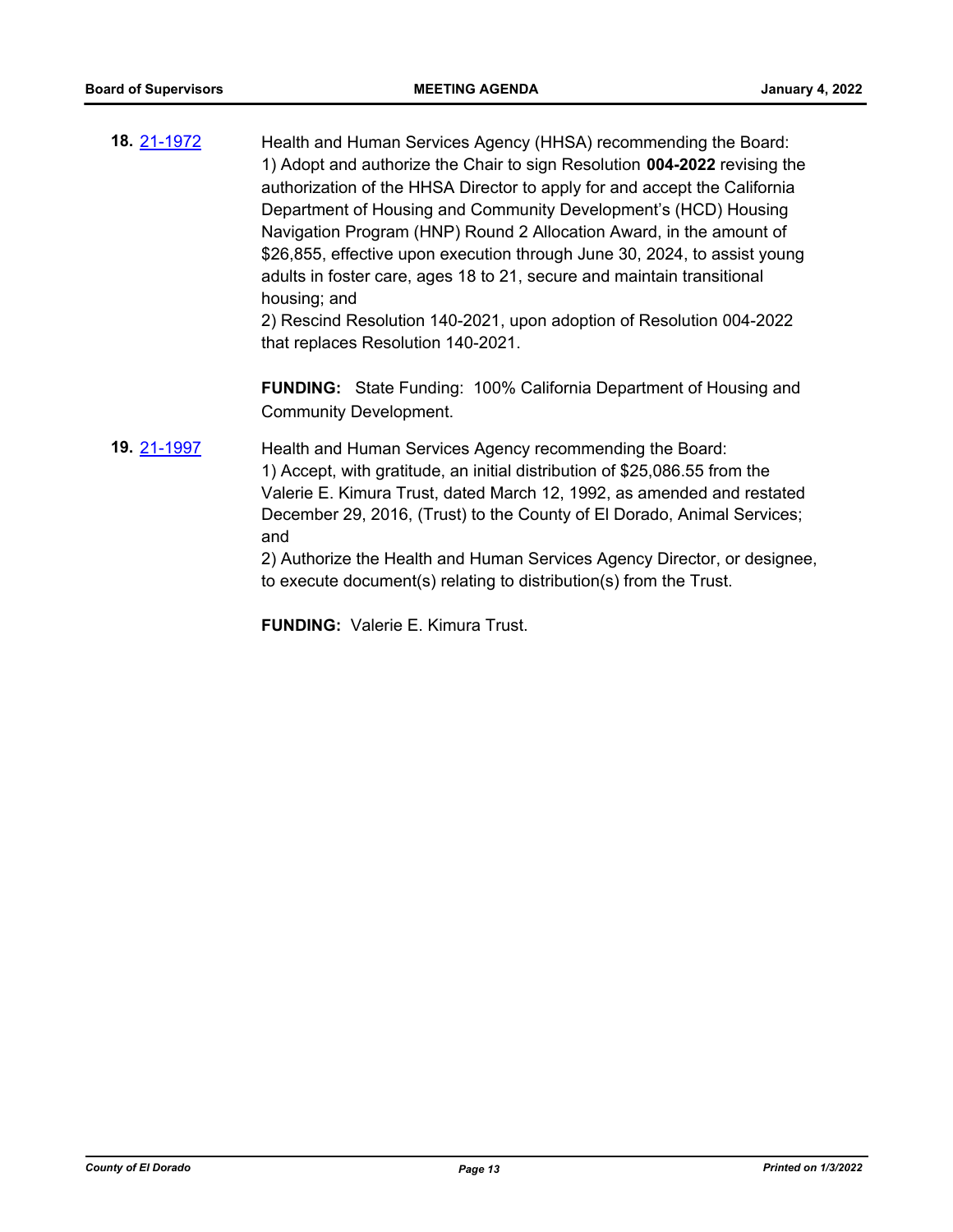**18.** 21-1972

Health and Human Services Agency (HHSA) recommending the Board:
1) Adopt and authorize the Chair to sign Resolution **004-2022** revising the authorization of the HHSA Director to apply for and accept the California Department of Housing and Community Development's (HCD) Housing Navigation Program (HNP) Round 2 Allocation Award, in the amount of $26,855, effective upon execution through June 30, 2024, to assist young adults in foster care, ages 18 to 21, secure and maintain transitional housing; and
2) Rescind Resolution 140-2021, upon adoption of Resolution 004-2022 that replaces Resolution 140-2021.

**FUNDING:** State Funding: 100% California Department of Housing and Community Development.

**19.** 21-1997

Health and Human Services Agency recommending the Board:
1) Accept, with gratitude, an initial distribution of $25,086.55 from the Valerie E. Kimura Trust, dated March 12, 1992, as amended and restated December 29, 2016, (Trust) to the County of El Dorado, Animal Services; and
2) Authorize the Health and Human Services Agency Director, or designee, to execute document(s) relating to distribution(s) from the Trust.

**FUNDING:** Valerie E. Kimura Trust.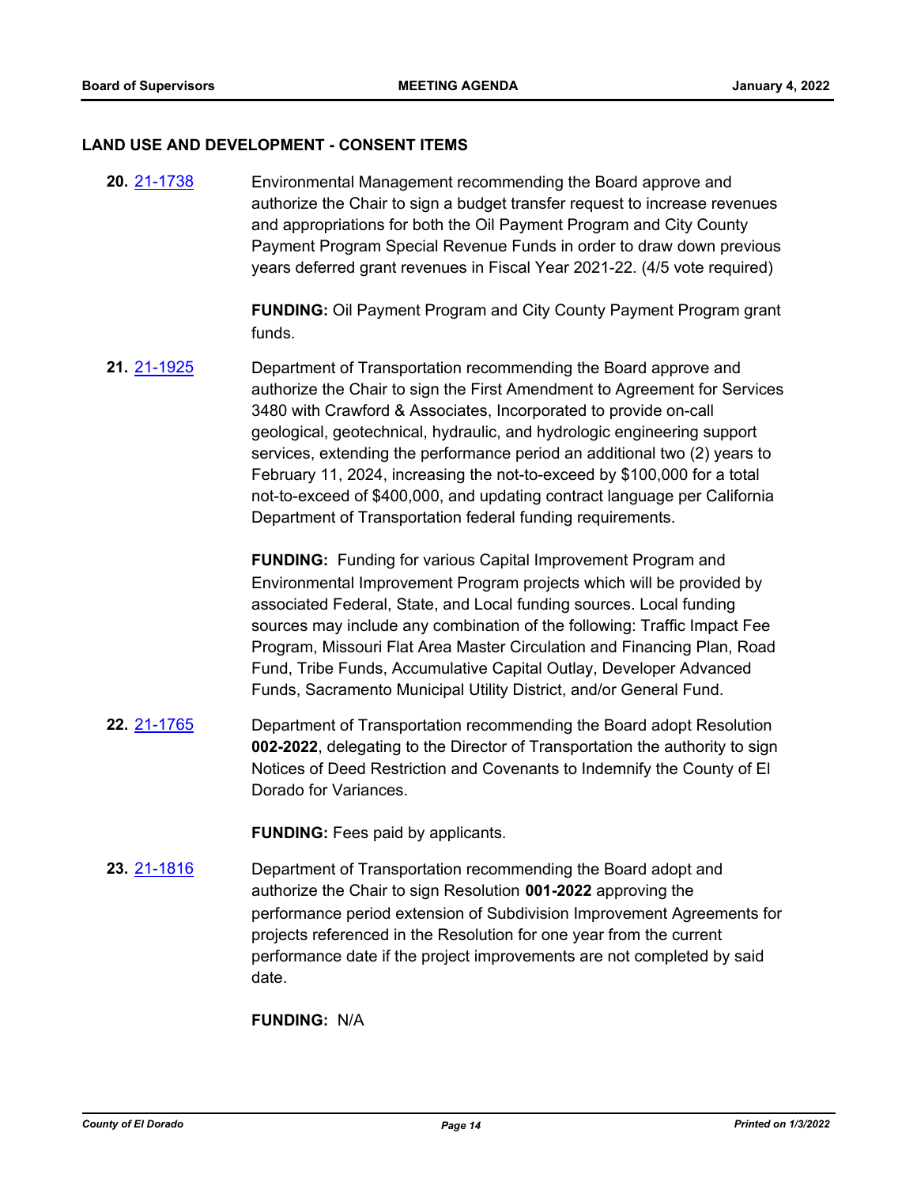## LAND USE AND DEVELOPMENT - CONSENT ITEMS

**20.** 21-1738

Environmental Management recommending the Board approve and authorize the Chair to sign a budget transfer request to increase revenues and appropriations for both the Oil Payment Program and City County Payment Program Special Revenue Funds in order to draw down previous years deferred grant revenues in Fiscal Year 2021-22. (4/5 vote required)

**FUNDING:** Oil Payment Program and City County Payment Program grant funds.

**21.** 21-1925

Department of Transportation recommending the Board approve and authorize the Chair to sign the First Amendment to Agreement for Services 3480 with Crawford & Associates, Incorporated to provide on-call geological, geotechnical, hydraulic, and hydrologic engineering support services, extending the performance period an additional two (2) years to February 11, 2024, increasing the not-to-exceed by $100,000 for a total not-to-exceed of $400,000, and updating contract language per California Department of Transportation federal funding requirements.

**FUNDING:** Funding for various Capital Improvement Program and Environmental Improvement Program projects which will be provided by associated Federal, State, and Local funding sources. Local funding sources may include any combination of the following: Traffic Impact Fee Program, Missouri Flat Area Master Circulation and Financing Plan, Road Fund, Tribe Funds, Accumulative Capital Outlay, Developer Advanced Funds, Sacramento Municipal Utility District, and/or General Fund.

**22.** 21-1765

Department of Transportation recommending the Board adopt Resolution **002-2022**, delegating to the Director of Transportation the authority to sign Notices of Deed Restriction and Covenants to Indemnify the County of El Dorado for Variances.

**FUNDING:** Fees paid by applicants.

**23.** 21-1816

Department of Transportation recommending the Board adopt and authorize the Chair to sign Resolution **001-2022** approving the performance period extension of Subdivision Improvement Agreements for projects referenced in the Resolution for one year from the current performance date if the project improvements are not completed by said date.

**FUNDING:** N/A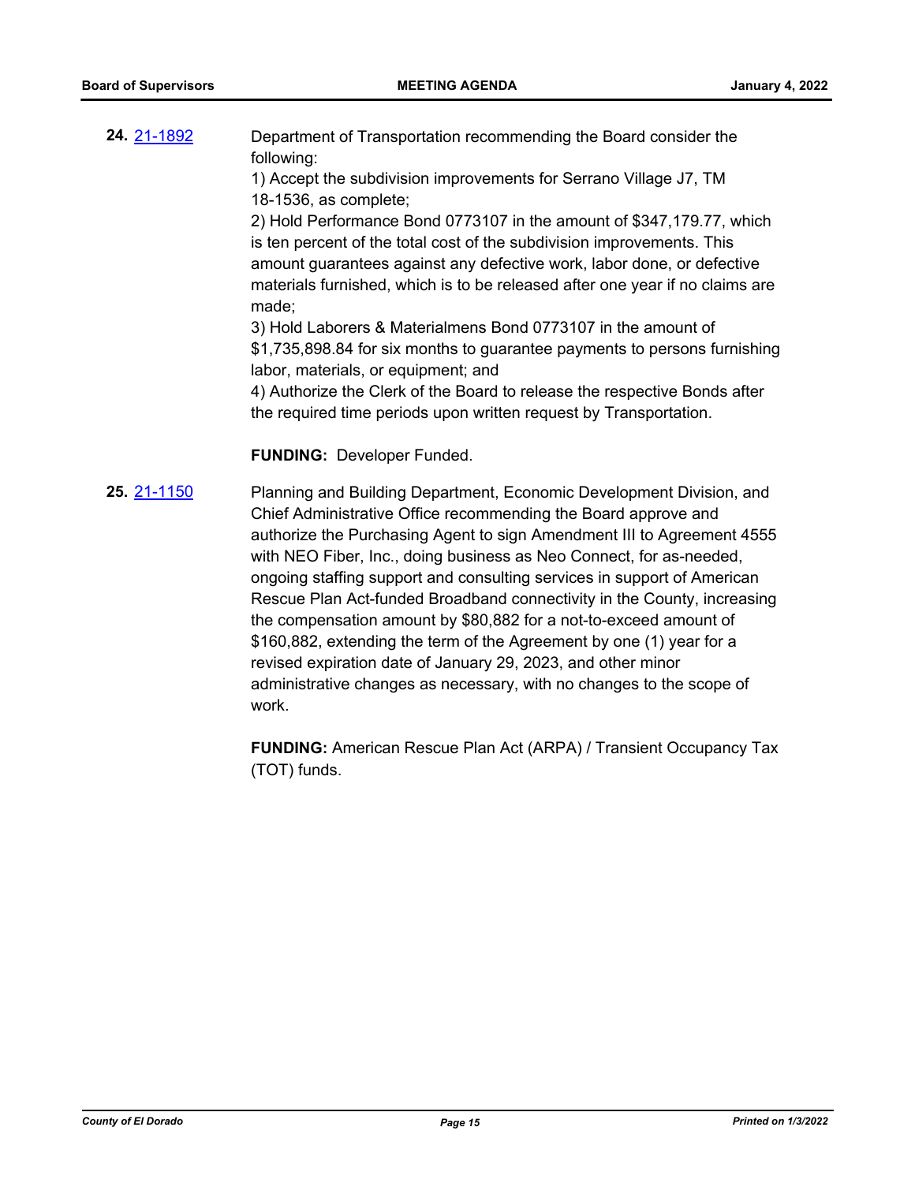**24.** 21-1892

Department of Transportation recommending the Board consider the following:

1) Accept the subdivision improvements for Serrano Village J7, TM 18-1536, as complete;

2) Hold Performance Bond 0773107 in the amount of $347,179.77, which is ten percent of the total cost of the subdivision improvements. This amount guarantees against any defective work, labor done, or defective materials furnished, which is to be released after one year if no claims are made;

3) Hold Laborers & Materialmens Bond 0773107 in the amount of $1,735,898.84 for six months to guarantee payments to persons furnishing labor, materials, or equipment; and

4) Authorize the Clerk of the Board to release the respective Bonds after the required time periods upon written request by Transportation.

**FUNDING:** Developer Funded.

**25.** 21-1150

Planning and Building Department, Economic Development Division, and Chief Administrative Office recommending the Board approve and authorize the Purchasing Agent to sign Amendment III to Agreement 4555 with NEO Fiber, Inc., doing business as Neo Connect, for as-needed, ongoing staffing support and consulting services in support of American Rescue Plan Act-funded Broadband connectivity in the County, increasing the compensation amount by $80,882 for a not-to-exceed amount of $160,882, extending the term of the Agreement by one (1) year for a revised expiration date of January 29, 2023, and other minor administrative changes as necessary, with no changes to the scope of work.

**FUNDING:** American Rescue Plan Act (ARPA) / Transient Occupancy Tax (TOT) funds.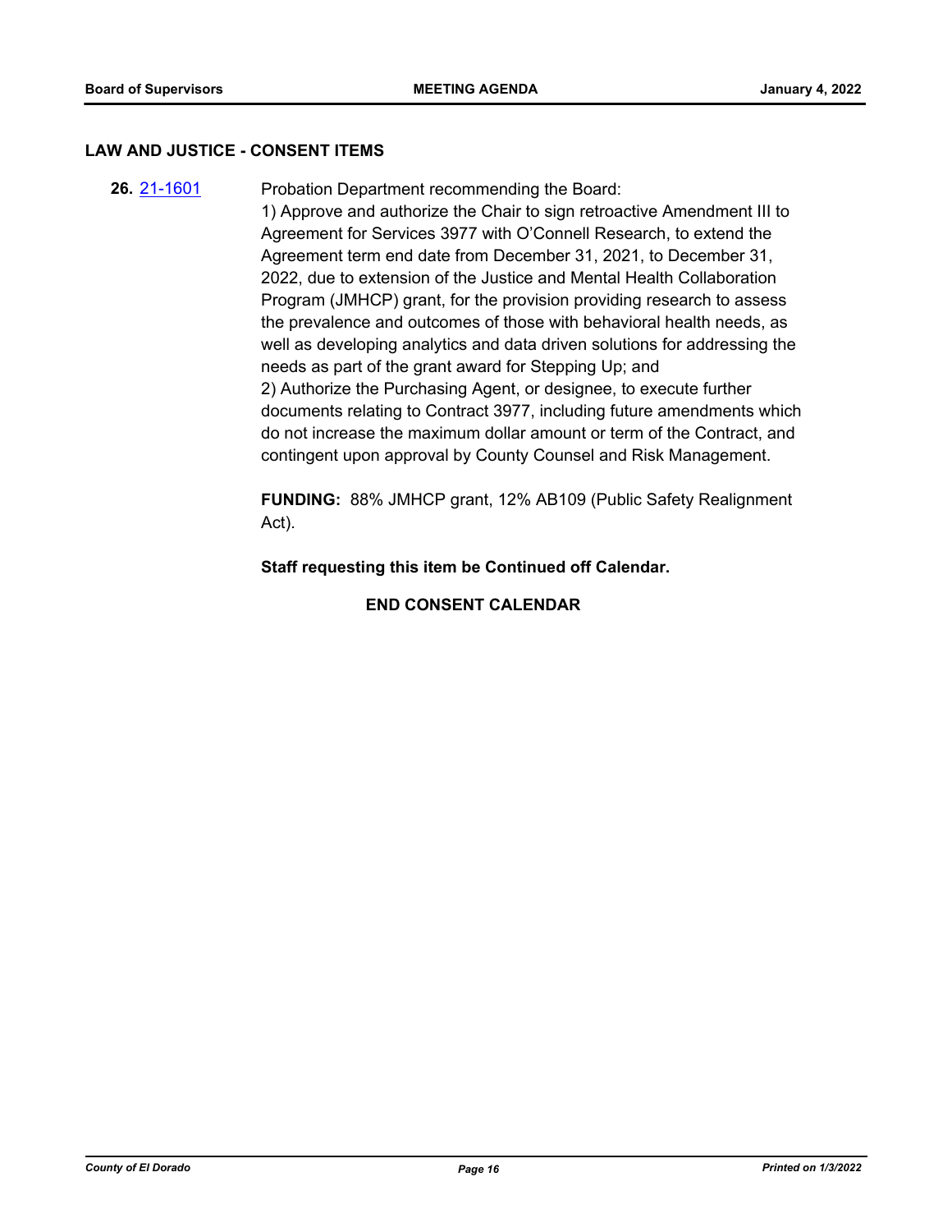## LAW AND JUSTICE - CONSENT ITEMS

**26.** 21-1601

Probation Department recommending the Board:

1) Approve and authorize the Chair to sign retroactive Amendment III to Agreement for Services 3977 with O'Connell Research, to extend the Agreement term end date from December 31, 2021, to December 31, 2022, due to extension of the Justice and Mental Health Collaboration Program (JMHCP) grant, for the provision providing research to assess the prevalence and outcomes of those with behavioral health needs, as well as developing analytics and data driven solutions for addressing the needs as part of the grant award for Stepping Up; and

2) Authorize the Purchasing Agent, or designee, to execute further documents relating to Contract 3977, including future amendments which do not increase the maximum dollar amount or term of the Contract, and contingent upon approval by County Counsel and Risk Management.

**FUNDING:** 88% JMHCP grant, 12% AB109 (Public Safety Realignment Act).

**Staff requesting this item be Continued off Calendar.**

**END CONSENT CALENDAR**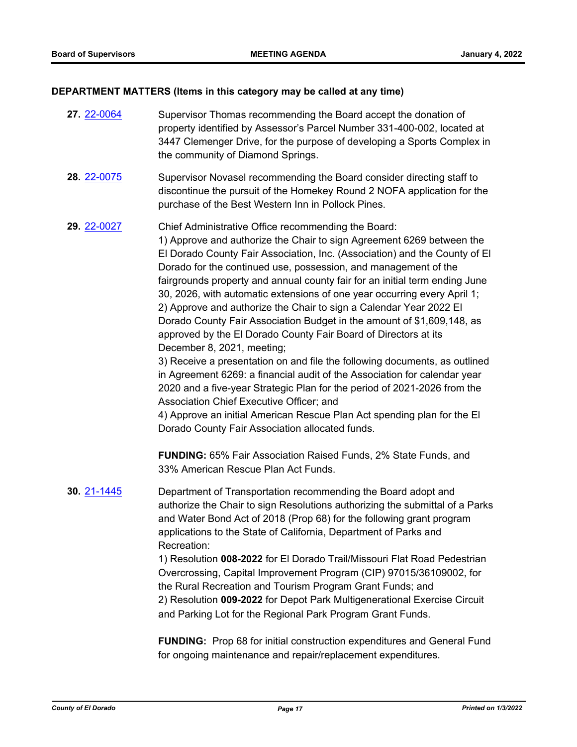## DEPARTMENT MATTERS (Items in this category may be called at any time)

**27.** 22-0064 Supervisor Thomas recommending the Board accept the donation of property identified by Assessor's Parcel Number 331-400-002, located at 3447 Clemenger Drive, for the purpose of developing a Sports Complex in the community of Diamond Springs.

**28.** 22-0075 Supervisor Novasel recommending the Board consider directing staff to discontinue the pursuit of the Homekey Round 2 NOFA application for the purchase of the Best Western Inn in Pollock Pines.

**29.** 22-0027 Chief Administrative Office recommending the Board:
1) Approve and authorize the Chair to sign Agreement 6269 between the El Dorado County Fair Association, Inc. (Association) and the County of El Dorado for the continued use, possession, and management of the fairgrounds property and annual county fair for an initial term ending June 30, 2026, with automatic extensions of one year occurring every April 1;
2) Approve and authorize the Chair to sign a Calendar Year 2022 El Dorado County Fair Association Budget in the amount of $1,609,148, as approved by the El Dorado County Fair Board of Directors at its December 8, 2021, meeting;
3) Receive a presentation on and file the following documents, as outlined in Agreement 6269: a financial audit of the Association for calendar year 2020 and a five-year Strategic Plan for the period of 2021-2026 from the Association Chief Executive Officer; and
4) Approve an initial American Rescue Plan Act spending plan for the El Dorado County Fair Association allocated funds.

**FUNDING:** 65% Fair Association Raised Funds, 2% State Funds, and 33% American Rescue Plan Act Funds.

**30.** 21-1445 Department of Transportation recommending the Board adopt and authorize the Chair to sign Resolutions authorizing the submittal of a Parks and Water Bond Act of 2018 (Prop 68) for the following grant program applications to the State of California, Department of Parks and Recreation:
1) Resolution **008-2022** for El Dorado Trail/Missouri Flat Road Pedestrian Overcrossing, Capital Improvement Program (CIP) 97015/36109002, for the Rural Recreation and Tourism Program Grant Funds; and
2) Resolution **009-2022** for Depot Park Multigenerational Exercise Circuit and Parking Lot for the Regional Park Program Grant Funds.

**FUNDING:** Prop 68 for initial construction expenditures and General Fund for ongoing maintenance and repair/replacement expenditures.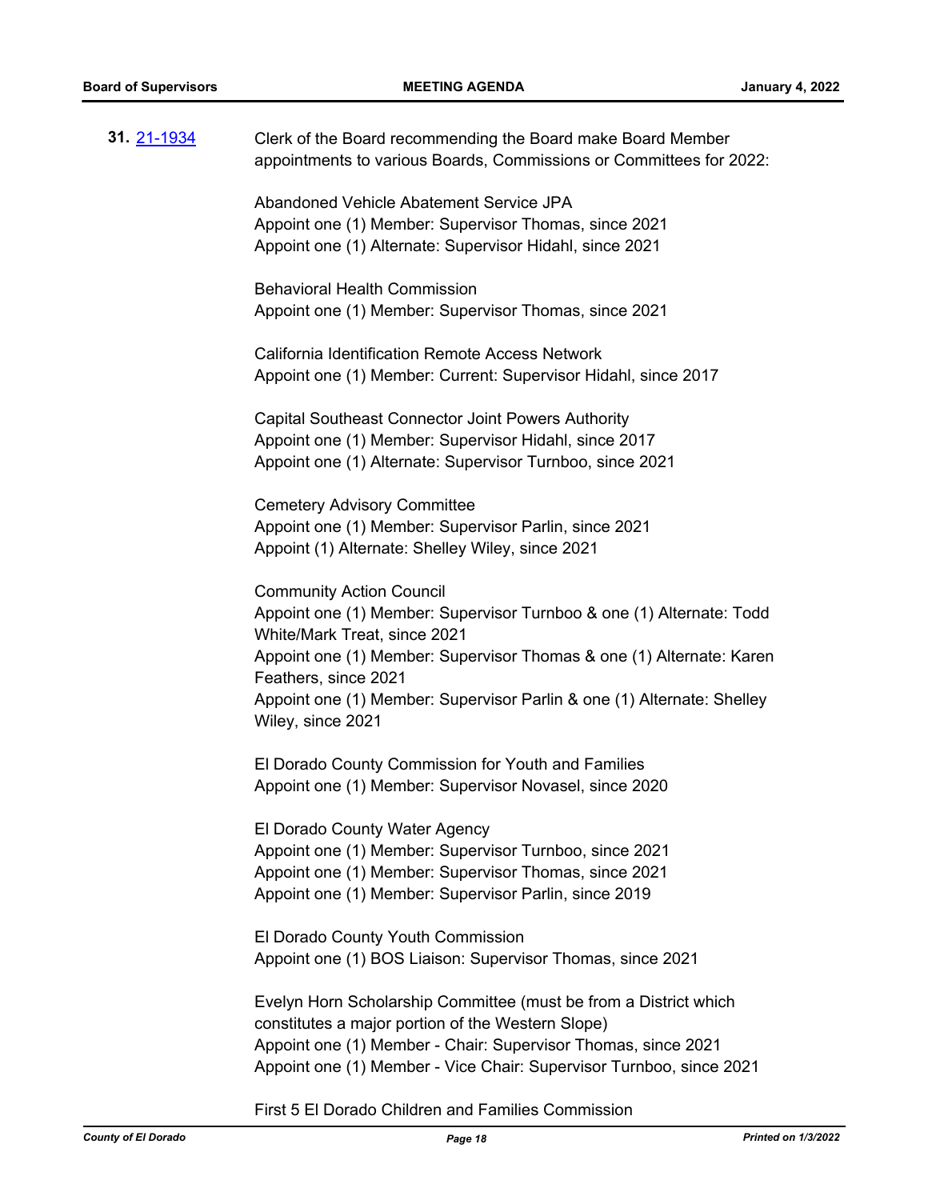**31.** [21-1934](21-1934) Clerk of the Board recommending the Board make Board Member appointments to various Boards, Commissions or Committees for 2022:

Abandoned Vehicle Abatement Service JPA
Appoint one (1) Member: Supervisor Thomas, since 2021
Appoint one (1) Alternate: Supervisor Hidahl, since 2021

Behavioral Health Commission
Appoint one (1) Member: Supervisor Thomas, since 2021

California Identification Remote Access Network
Appoint one (1) Member: Current: Supervisor Hidahl, since 2017

Capital Southeast Connector Joint Powers Authority
Appoint one (1) Member: Supervisor Hidahl, since 2017
Appoint one (1) Alternate: Supervisor Turnboo, since 2021

Cemetery Advisory Committee
Appoint one (1) Member: Supervisor Parlin, since 2021
Appoint (1) Alternate: Shelley Wiley, since 2021

Community Action Council
Appoint one (1) Member: Supervisor Turnboo & one (1) Alternate: Todd White/Mark Treat, since 2021
Appoint one (1) Member: Supervisor Thomas & one (1) Alternate: Karen Feathers, since 2021
Appoint one (1) Member: Supervisor Parlin & one (1) Alternate: Shelley Wiley, since 2021

El Dorado County Commission for Youth and Families
Appoint one (1) Member: Supervisor Novasel, since 2020

El Dorado County Water Agency
Appoint one (1) Member: Supervisor Turnboo, since 2021
Appoint one (1) Member: Supervisor Thomas, since 2021
Appoint one (1) Member: Supervisor Parlin, since 2019

El Dorado County Youth Commission
Appoint one (1) BOS Liaison: Supervisor Thomas, since 2021

Evelyn Horn Scholarship Committee (must be from a District which constitutes a major portion of the Western Slope)
Appoint one (1) Member - Chair: Supervisor Thomas, since 2021
Appoint one (1) Member - Vice Chair: Supervisor Turnboo, since 2021

First 5 El Dorado Children and Families Commission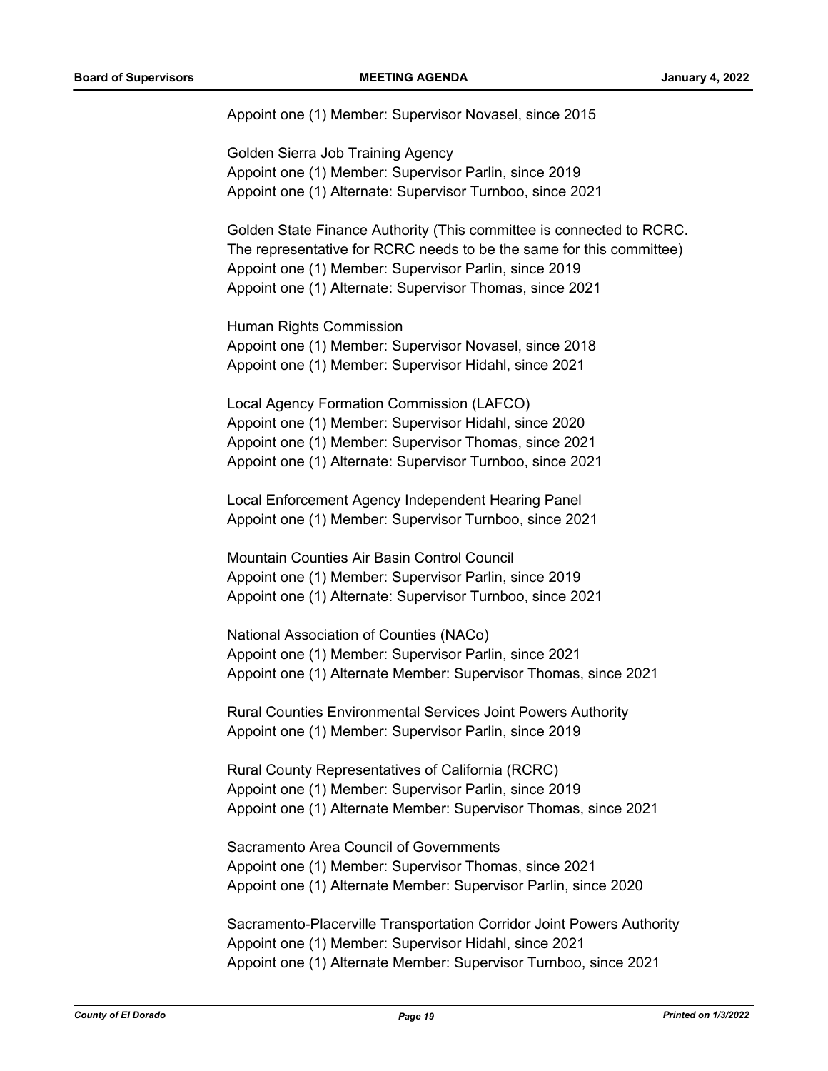Appoint one (1) Member: Supervisor Novasel, since 2015

Golden Sierra Job Training Agency
Appoint one (1) Member: Supervisor Parlin, since 2019
Appoint one (1) Alternate: Supervisor Turnboo, since 2021

Golden State Finance Authority (This committee is connected to RCRC. The representative for RCRC needs to be the same for this committee)
Appoint one (1) Member: Supervisor Parlin, since 2019
Appoint one (1) Alternate: Supervisor Thomas, since 2021

Human Rights Commission
Appoint one (1) Member: Supervisor Novasel, since 2018
Appoint one (1) Member: Supervisor Hidahl, since 2021

Local Agency Formation Commission (LAFCO)
Appoint one (1) Member: Supervisor Hidahl, since 2020
Appoint one (1) Member: Supervisor Thomas, since 2021
Appoint one (1) Alternate: Supervisor Turnboo, since 2021

Local Enforcement Agency Independent Hearing Panel
Appoint one (1) Member: Supervisor Turnboo, since 2021

Mountain Counties Air Basin Control Council
Appoint one (1) Member: Supervisor Parlin, since 2019
Appoint one (1) Alternate: Supervisor Turnboo, since 2021

National Association of Counties (NACo)
Appoint one (1) Member: Supervisor Parlin, since 2021
Appoint one (1) Alternate Member: Supervisor Thomas, since 2021

Rural Counties Environmental Services Joint Powers Authority
Appoint one (1) Member: Supervisor Parlin, since 2019

Rural County Representatives of California (RCRC)
Appoint one (1) Member: Supervisor Parlin, since 2019
Appoint one (1) Alternate Member: Supervisor Thomas, since 2021

Sacramento Area Council of Governments
Appoint one (1) Member: Supervisor Thomas, since 2021
Appoint one (1) Alternate Member: Supervisor Parlin, since 2020

Sacramento-Placerville Transportation Corridor Joint Powers Authority
Appoint one (1) Member: Supervisor Hidahl, since 2021
Appoint one (1) Alternate Member: Supervisor Turnboo, since 2021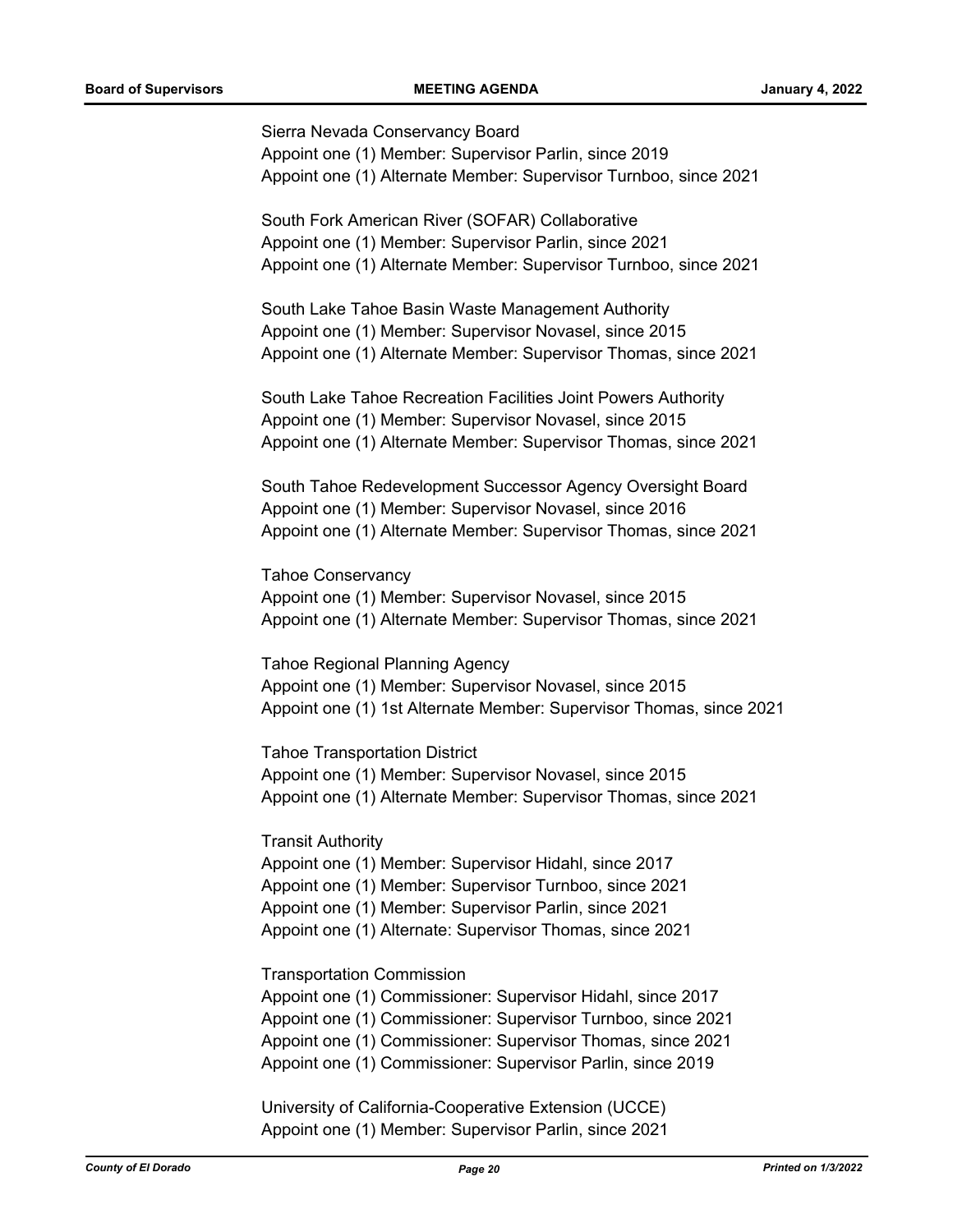Sierra Nevada Conservancy Board
Appoint one (1) Member: Supervisor Parlin, since 2019
Appoint one (1) Alternate Member: Supervisor Turnboo, since 2021

South Fork American River (SOFAR) Collaborative
Appoint one (1) Member: Supervisor Parlin, since 2021
Appoint one (1) Alternate Member: Supervisor Turnboo, since 2021

South Lake Tahoe Basin Waste Management Authority
Appoint one (1) Member: Supervisor Novasel, since 2015
Appoint one (1) Alternate Member: Supervisor Thomas, since 2021

South Lake Tahoe Recreation Facilities Joint Powers Authority
Appoint one (1) Member: Supervisor Novasel, since 2015
Appoint one (1) Alternate Member: Supervisor Thomas, since 2021

South Tahoe Redevelopment Successor Agency Oversight Board
Appoint one (1) Member: Supervisor Novasel, since 2016
Appoint one (1) Alternate Member: Supervisor Thomas, since 2021

Tahoe Conservancy
Appoint one (1) Member: Supervisor Novasel, since 2015
Appoint one (1) Alternate Member: Supervisor Thomas, since 2021

Tahoe Regional Planning Agency
Appoint one (1) Member: Supervisor Novasel, since 2015
Appoint one (1) 1st Alternate Member: Supervisor Thomas, since 2021

Tahoe Transportation District
Appoint one (1) Member: Supervisor Novasel, since 2015
Appoint one (1) Alternate Member: Supervisor Thomas, since 2021

Transit Authority
Appoint one (1) Member: Supervisor Hidahl, since 2017
Appoint one (1) Member: Supervisor Turnboo, since 2021
Appoint one (1) Member: Supervisor Parlin, since 2021
Appoint one (1) Alternate: Supervisor Thomas, since 2021

Transportation Commission
Appoint one (1) Commissioner: Supervisor Hidahl, since 2017
Appoint one (1) Commissioner: Supervisor Turnboo, since 2021
Appoint one (1) Commissioner: Supervisor Thomas, since 2021
Appoint one (1) Commissioner: Supervisor Parlin, since 2019

University of California-Cooperative Extension (UCCE)
Appoint one (1) Member: Supervisor Parlin, since 2021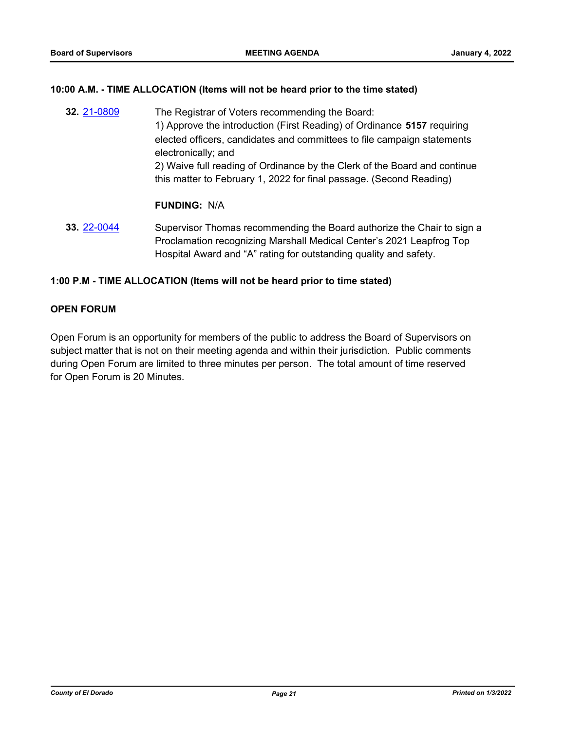**10:00 A.M. - TIME ALLOCATION (Items will not be heard prior to the time stated)**

**32.** 21-0809 The Registrar of Voters recommending the Board:
1) Approve the introduction (First Reading) of Ordinance **5157** requiring elected officers, candidates and committees to file campaign statements electronically; and
2) Waive full reading of Ordinance by the Clerk of the Board and continue this matter to February 1, 2022 for final passage. (Second Reading)

**FUNDING:** N/A

**33.** 22-0044 Supervisor Thomas recommending the Board authorize the Chair to sign a Proclamation recognizing Marshall Medical Center's 2021 Leapfrog Top Hospital Award and "A" rating for outstanding quality and safety.

**1:00 P.M - TIME ALLOCATION (Items will not be heard prior to time stated)**

**OPEN FORUM**

Open Forum is an opportunity for members of the public to address the Board of Supervisors on subject matter that is not on their meeting agenda and within their jurisdiction. Public comments during Open Forum are limited to three minutes per person. The total amount of time reserved for Open Forum is 20 Minutes.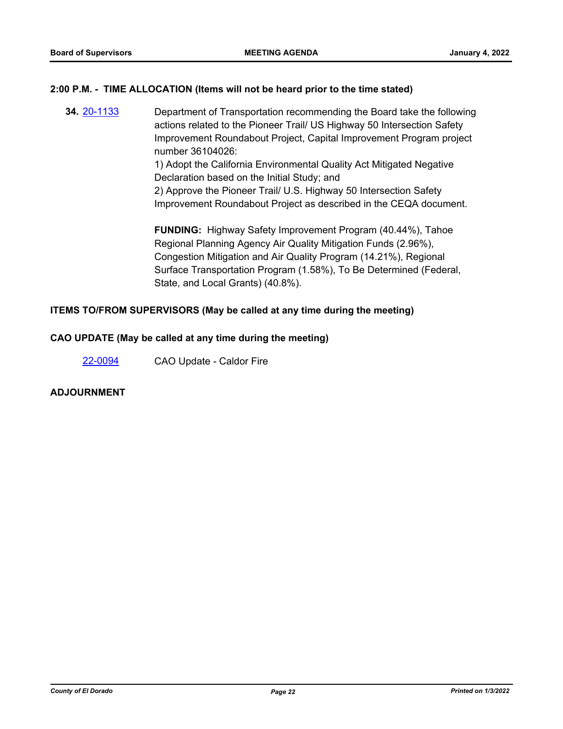**2:00 P.M. - TIME ALLOCATION (Items will not be heard prior to the time stated)**

**34.** 20-1133 Department of Transportation recommending the Board take the following actions related to the Pioneer Trail/ US Highway 50 Intersection Safety Improvement Roundabout Project, Capital Improvement Program project number 36104026:

1) Adopt the California Environmental Quality Act Mitigated Negative Declaration based on the Initial Study; and

2) Approve the Pioneer Trail/ U.S. Highway 50 Intersection Safety Improvement Roundabout Project as described in the CEQA document.

**FUNDING:** Highway Safety Improvement Program (40.44%), Tahoe Regional Planning Agency Air Quality Mitigation Funds (2.96%), Congestion Mitigation and Air Quality Program (14.21%), Regional Surface Transportation Program (1.58%), To Be Determined (Federal, State, and Local Grants) (40.8%).

**ITEMS TO/FROM SUPERVISORS (May be called at any time during the meeting)**

**CAO UPDATE (May be called at any time during the meeting)**

22-0094 CAO Update - Caldor Fire

**ADJOURNMENT**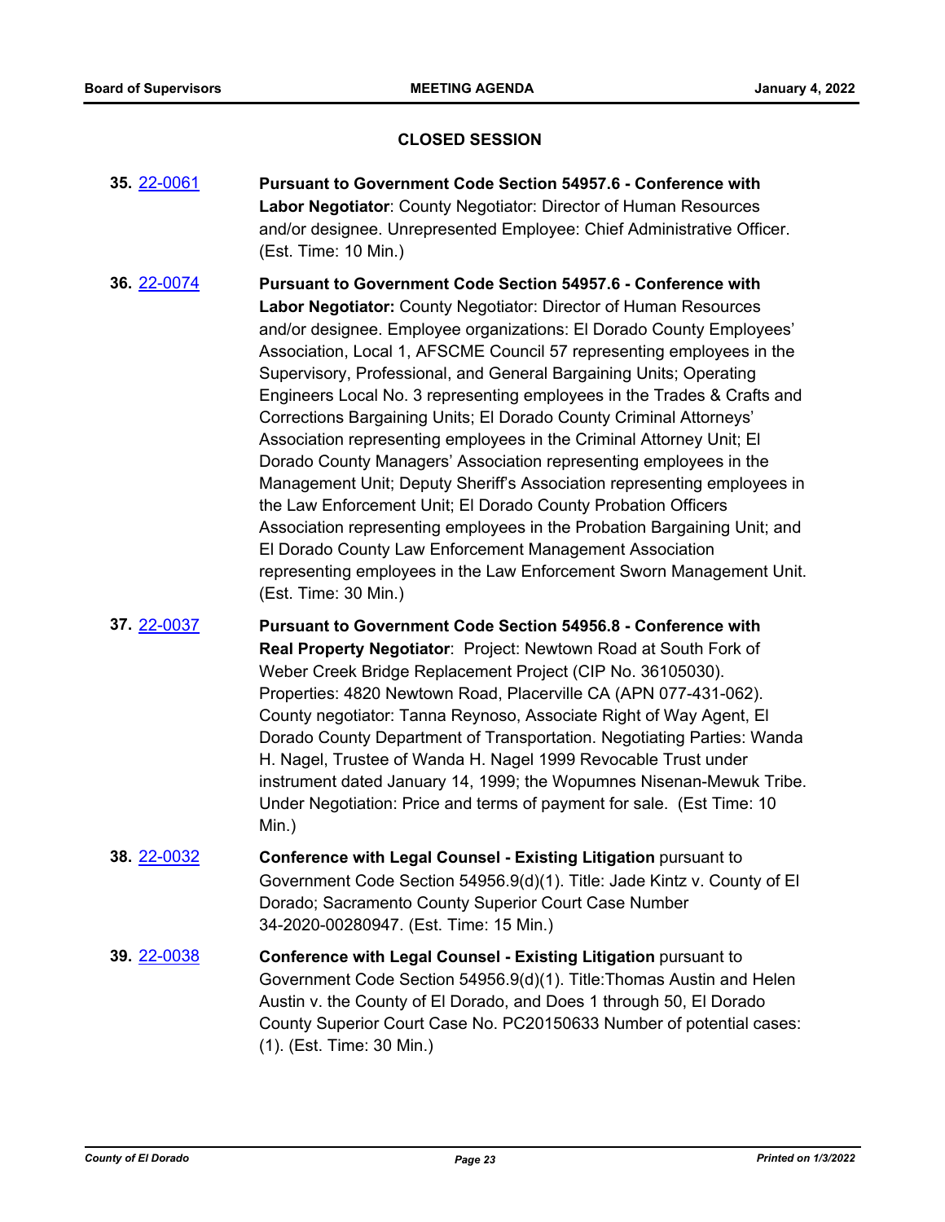## CLOSED SESSION

**35.** 22-0061 **Pursuant to Government Code Section 54957.6 - Conference with Labor Negotiator**: County Negotiator: Director of Human Resources and/or designee. Unrepresented Employee: Chief Administrative Officer. (Est. Time: 10 Min.)

**36.** 22-0074 **Pursuant to Government Code Section 54957.6 - Conference with Labor Negotiator:** County Negotiator: Director of Human Resources and/or designee. Employee organizations: El Dorado County Employees' Association, Local 1, AFSCME Council 57 representing employees in the Supervisory, Professional, and General Bargaining Units; Operating Engineers Local No. 3 representing employees in the Trades & Crafts and Corrections Bargaining Units; El Dorado County Criminal Attorneys' Association representing employees in the Criminal Attorney Unit; El Dorado County Managers' Association representing employees in the Management Unit; Deputy Sheriff's Association representing employees in the Law Enforcement Unit; El Dorado County Probation Officers Association representing employees in the Probation Bargaining Unit; and El Dorado County Law Enforcement Management Association representing employees in the Law Enforcement Sworn Management Unit. (Est. Time: 30 Min.)

**37.** 22-0037 **Pursuant to Government Code Section 54956.8 - Conference with Real Property Negotiator**: Project: Newtown Road at South Fork of Weber Creek Bridge Replacement Project (CIP No. 36105030). Properties: 4820 Newtown Road, Placerville CA (APN 077-431-062). County negotiator: Tanna Reynoso, Associate Right of Way Agent, El Dorado County Department of Transportation. Negotiating Parties: Wanda H. Nagel, Trustee of Wanda H. Nagel 1999 Revocable Trust under instrument dated January 14, 1999; the Wopumnes Nisenan-Mewuk Tribe. Under Negotiation: Price and terms of payment for sale. (Est Time: 10 Min.)

**38.** 22-0032 **Conference with Legal Counsel - Existing Litigation** pursuant to Government Code Section 54956.9(d)(1). Title: Jade Kintz v. County of El Dorado; Sacramento County Superior Court Case Number 34-2020-00280947. (Est. Time: 15 Min.)

**39.** 22-0038 **Conference with Legal Counsel - Existing Litigation** pursuant to Government Code Section 54956.9(d)(1). Title:Thomas Austin and Helen Austin v. the County of El Dorado, and Does 1 through 50, El Dorado County Superior Court Case No. PC20150633 Number of potential cases: (1). (Est. Time: 30 Min.)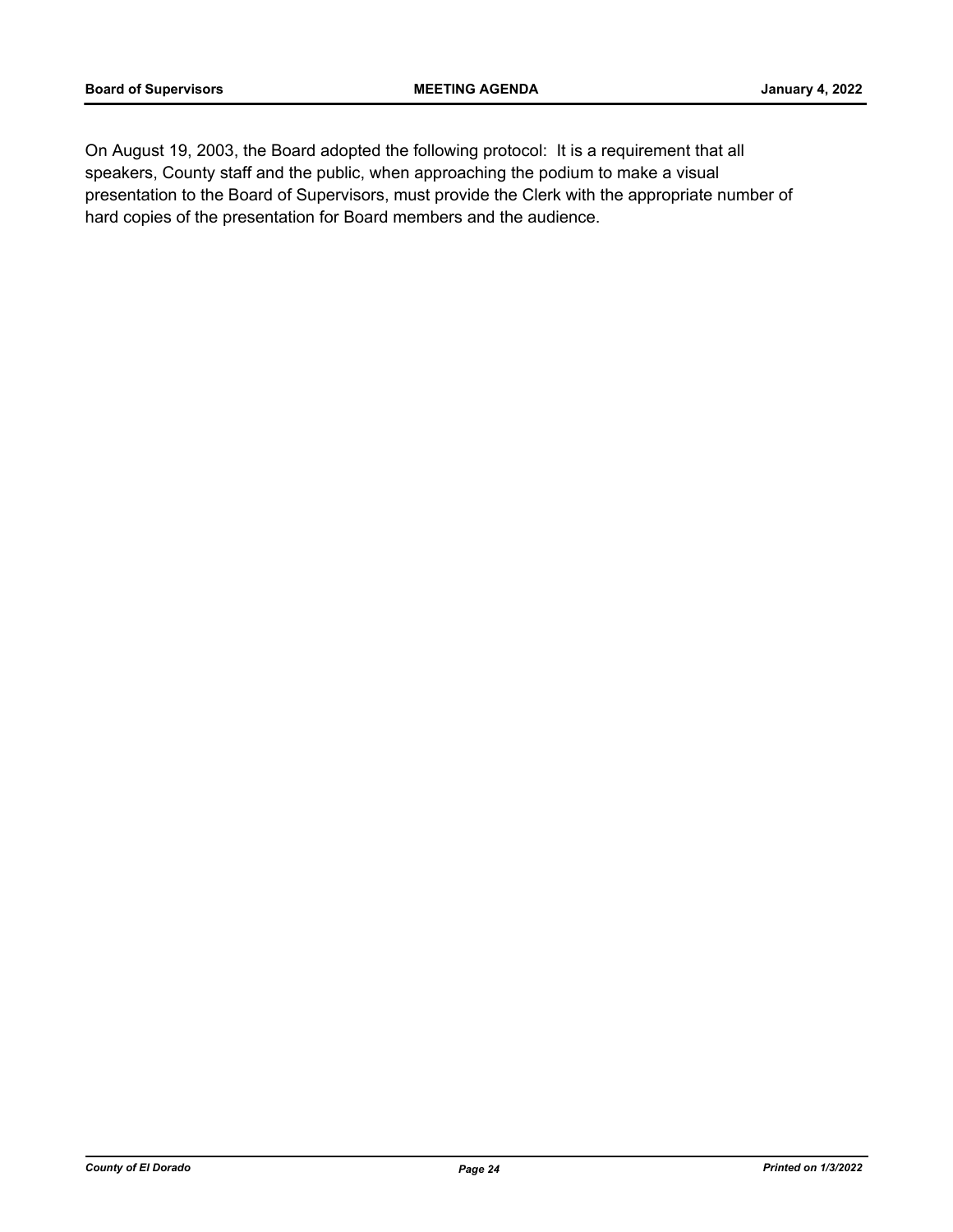On August 19, 2003, the Board adopted the following protocol: It is a requirement that all speakers, County staff and the public, when approaching the podium to make a visual presentation to the Board of Supervisors, must provide the Clerk with the appropriate number of hard copies of the presentation for Board members and the audience.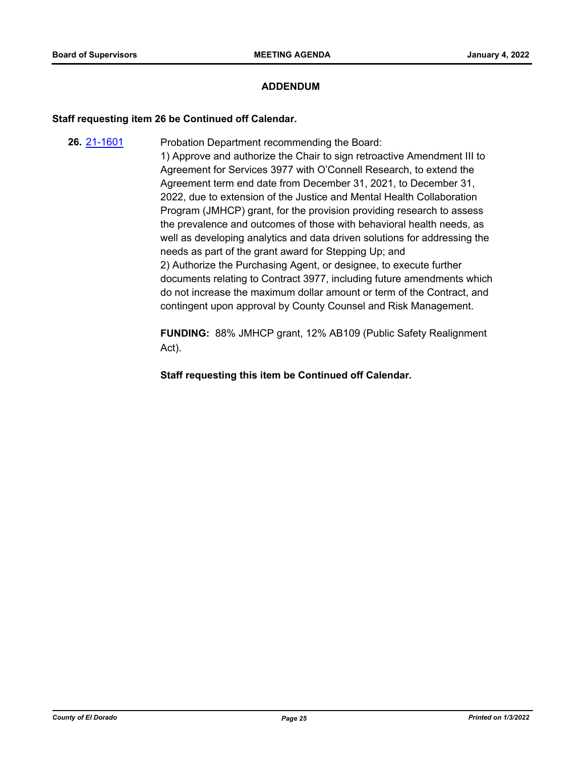## ADDENDUM

**Staff requesting item 26 be Continued off Calendar.**

**26.** [21-1601](21-1601) Probation Department recommending the Board:

1) Approve and authorize the Chair to sign retroactive Amendment III to Agreement for Services 3977 with O'Connell Research, to extend the Agreement term end date from December 31, 2021, to December 31, 2022, due to extension of the Justice and Mental Health Collaboration Program (JMHCP) grant, for the provision providing research to assess the prevalence and outcomes of those with behavioral health needs, as well as developing analytics and data driven solutions for addressing the needs as part of the grant award for Stepping Up; and

2) Authorize the Purchasing Agent, or designee, to execute further documents relating to Contract 3977, including future amendments which do not increase the maximum dollar amount or term of the Contract, and contingent upon approval by County Counsel and Risk Management.

**FUNDING:** 88% JMHCP grant, 12% AB109 (Public Safety Realignment Act).

**Staff requesting this item be Continued off Calendar.**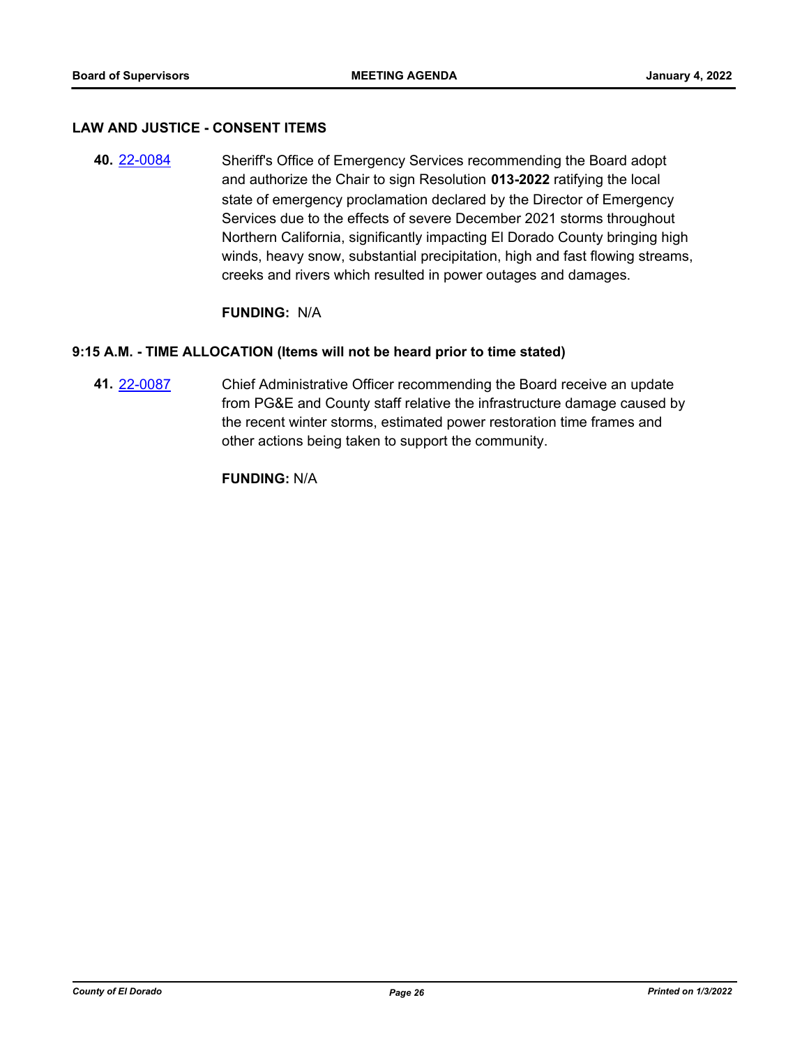## LAW AND JUSTICE - CONSENT ITEMS

**40.** 22-0084 Sheriff's Office of Emergency Services recommending the Board adopt and authorize the Chair to sign Resolution **013-2022** ratifying the local state of emergency proclamation declared by the Director of Emergency Services due to the effects of severe December 2021 storms throughout Northern California, significantly impacting El Dorado County bringing high winds, heavy snow, substantial precipitation, high and fast flowing streams, creeks and rivers which resulted in power outages and damages.

**FUNDING:** N/A

## 9:15 A.M. - TIME ALLOCATION (Items will not be heard prior to time stated)

**41.** 22-0087 Chief Administrative Officer recommending the Board receive an update from PG&E and County staff relative the infrastructure damage caused by the recent winter storms, estimated power restoration time frames and other actions being taken to support the community.

**FUNDING:** N/A